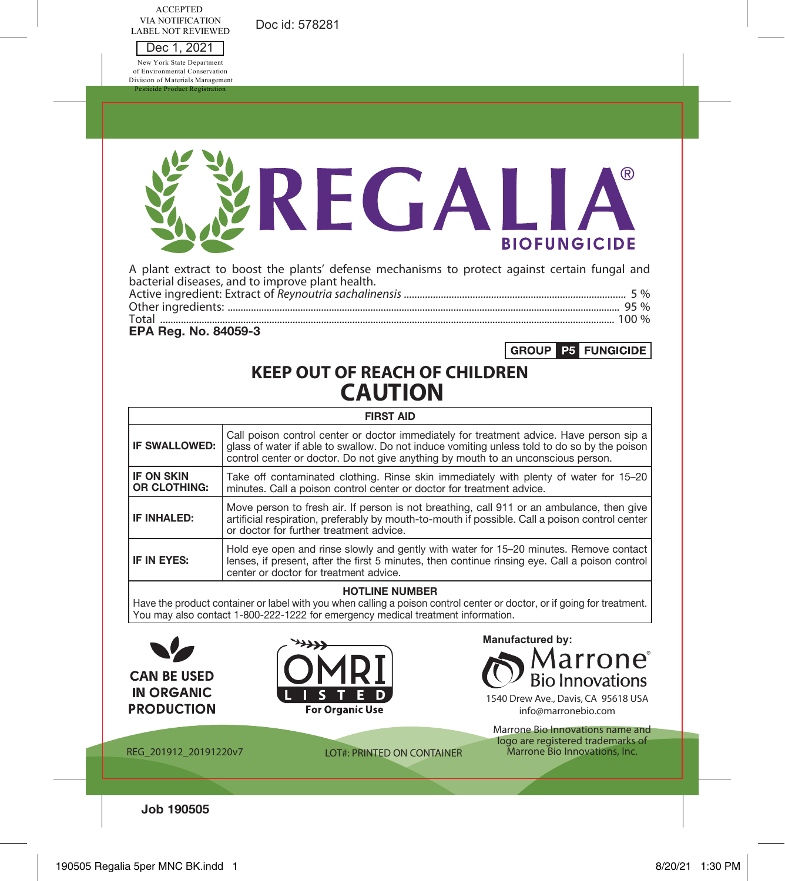ACCEPTED
VIA NOTIFICATION
LABEL NOT REVIEWED

Dec 1, 2021

New York State Department of Environmental Conservation
Division of Materials Management
Pesticide Product Registration

Doc id: 578281

# REGALIA®

## BIOFUNGICIDE

A plant extract to boost the plants' defense mechanisms to protect against certain fungal and bacterial diseases, and to improve plant health.

Active ingredient: Extract of *Reynoutria sachalinensis* .................. 5 %
Other ingredients: .................. 95 %
Total .................. 100 %

**EPA Reg. No. 84059-3**

**GROUP P5 FUNGICIDE**

## KEEP OUT OF REACH OF CHILDREN
## CAUTION

| FIRST AID | |
|---|---|
| **IF SWALLOWED:** | Call poison control center or doctor immediately for treatment advice. Have person sip a glass of water if able to swallow. Do not induce vomiting unless told to do so by the poison control center or doctor. Do not give anything by mouth to an unconscious person. |
| **IF ON SKIN OR CLOTHING:** | Take off contaminated clothing. Rinse skin immediately with plenty of water for 15–20 minutes. Call a poison control center or doctor for treatment advice. |
| **IF INHALED:** | Move person to fresh air. If person is not breathing, call 911 or an ambulance, then give artificial respiration, preferably by mouth-to-mouth if possible. Call a poison control center or doctor for further treatment advice. |
| **IF IN EYES:** | Hold eye open and rinse slowly and gently with water for 15–20 minutes. Remove contact lenses, if present, after the first 5 minutes, then continue rinsing eye. Call a poison control center or doctor for treatment advice. |
| **HOTLINE NUMBER** | |
| Have the product container or label with you when calling a poison control center or doctor, or if going for treatment. You may also contact 1-800-222-1222 for emergency medical treatment information. | |

**CAN BE USED IN ORGANIC PRODUCTION**

OMRI LISTED
For Organic Use

**Manufactured by:**
Marrone® Bio Innovations
1540 Drew Ave., Davis, CA 95618 USA
info@marronebio.com

Marrone Bio Innovations name and logo are registered trademarks of Marrone Bio Innovations, Inc.

REG_201912_20191220v7

LOT#: PRINTED ON CONTAINER

**Job 190505**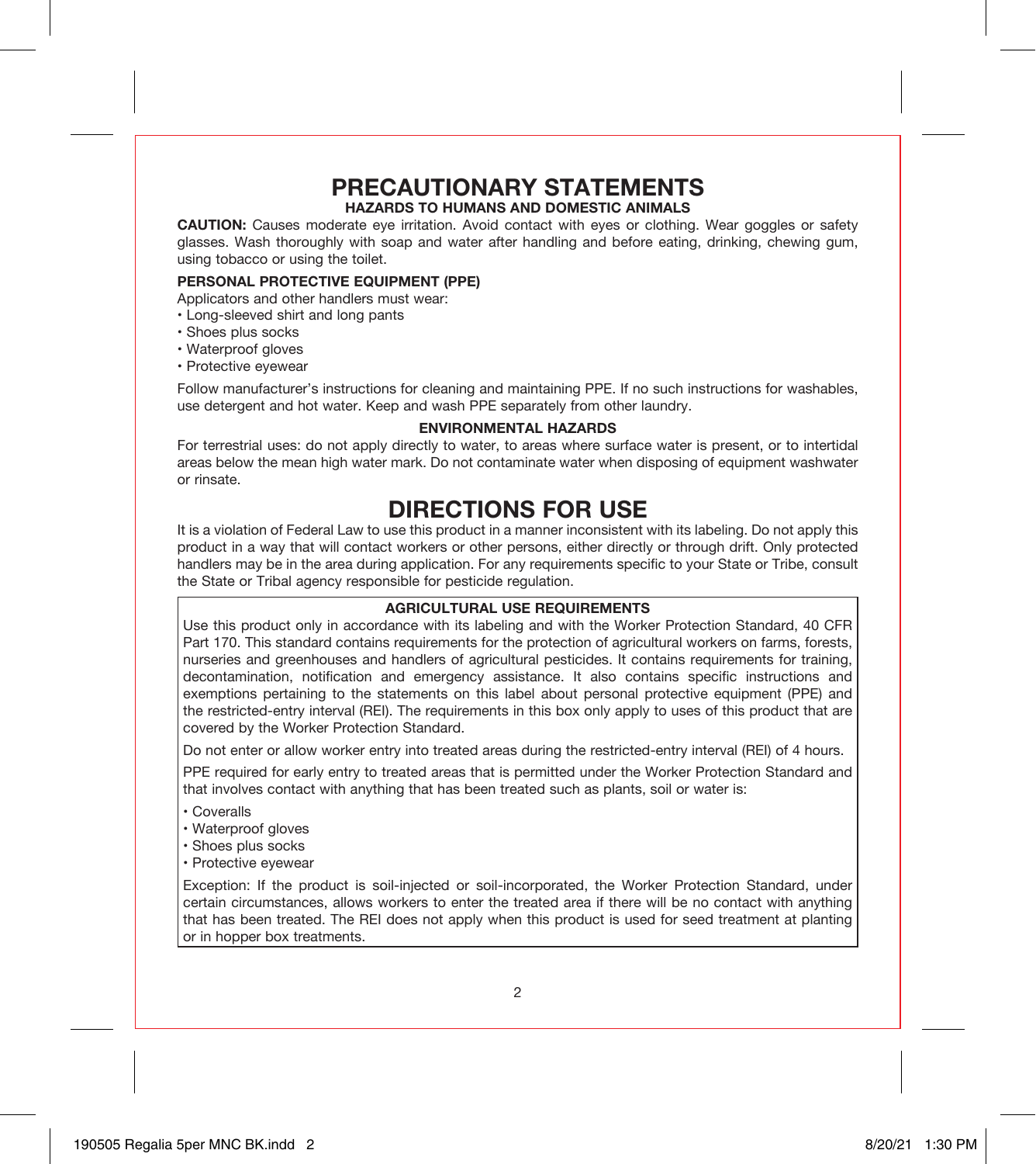# PRECAUTIONARY STATEMENTS

### HAZARDS TO HUMANS AND DOMESTIC ANIMALS

**CAUTION:** Causes moderate eye irritation. Avoid contact with eyes or clothing. Wear goggles or safety glasses. Wash thoroughly with soap and water after handling and before eating, drinking, chewing gum, using tobacco or using the toilet.

**PERSONAL PROTECTIVE EQUIPMENT (PPE)**

Applicators and other handlers must wear:

- Long-sleeved shirt and long pants
- Shoes plus socks
- Waterproof gloves
- Protective eyewear

Follow manufacturer's instructions for cleaning and maintaining PPE. If no such instructions for washables, use detergent and hot water. Keep and wash PPE separately from other laundry.

### ENVIRONMENTAL HAZARDS

For terrestrial uses: do not apply directly to water, to areas where surface water is present, or to intertidal areas below the mean high water mark. Do not contaminate water when disposing of equipment washwater or rinsate.

# DIRECTIONS FOR USE

It is a violation of Federal Law to use this product in a manner inconsistent with its labeling. Do not apply this product in a way that will contact workers or other persons, either directly or through drift. Only protected handlers may be in the area during application. For any requirements specific to your State or Tribe, consult the State or Tribal agency responsible for pesticide regulation.

### AGRICULTURAL USE REQUIREMENTS

Use this product only in accordance with its labeling and with the Worker Protection Standard, 40 CFR Part 170. This standard contains requirements for the protection of agricultural workers on farms, forests, nurseries and greenhouses and handlers of agricultural pesticides. It contains requirements for training, decontamination, notification and emergency assistance. It also contains specific instructions and exemptions pertaining to the statements on this label about personal protective equipment (PPE) and the restricted-entry interval (REI). The requirements in this box only apply to uses of this product that are covered by the Worker Protection Standard.

Do not enter or allow worker entry into treated areas during the restricted-entry interval (REI) of 4 hours.

PPE required for early entry to treated areas that is permitted under the Worker Protection Standard and that involves contact with anything that has been treated such as plants, soil or water is:

- Coveralls
- Waterproof gloves
- Shoes plus socks
- Protective eyewear

Exception: If the product is soil-injected or soil-incorporated, the Worker Protection Standard, under certain circumstances, allows workers to enter the treated area if there will be no contact with anything that has been treated. The REI does not apply when this product is used for seed treatment at planting or in hopper box treatments.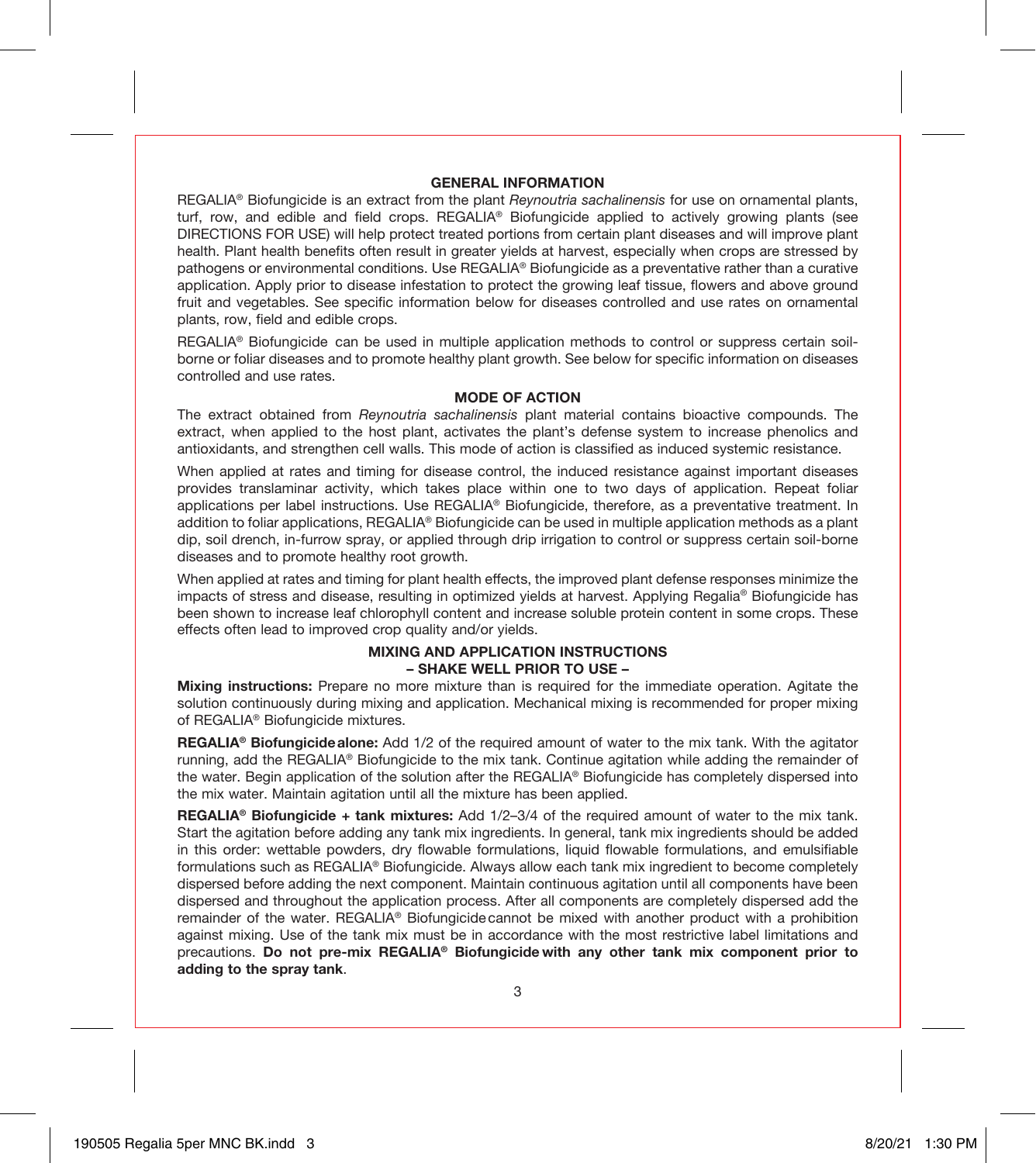## GENERAL INFORMATION

REGALIA® Biofungicide is an extract from the plant *Reynoutria sachalinensis* for use on ornamental plants, turf, row, and edible and field crops. REGALIA® Biofungicide applied to actively growing plants (see DIRECTIONS FOR USE) will help protect treated portions from certain plant diseases and will improve plant health. Plant health benefits often result in greater yields at harvest, especially when crops are stressed by pathogens or environmental conditions. Use REGALIA® Biofungicide as a preventative rather than a curative application. Apply prior to disease infestation to protect the growing leaf tissue, flowers and above ground fruit and vegetables. See specific information below for diseases controlled and use rates on ornamental plants, row, field and edible crops.

REGALIA® Biofungicide can be used in multiple application methods to control or suppress certain soil-borne or foliar diseases and to promote healthy plant growth. See below for specific information on diseases controlled and use rates.

## MODE OF ACTION

The extract obtained from *Reynoutria sachalinensis* plant material contains bioactive compounds. The extract, when applied to the host plant, activates the plant's defense system to increase phenolics and antioxidants, and strengthen cell walls. This mode of action is classified as induced systemic resistance.

When applied at rates and timing for disease control, the induced resistance against important diseases provides translaminar activity, which takes place within one to two days of application. Repeat foliar applications per label instructions. Use REGALIA® Biofungicide, therefore, as a preventative treatment. In addition to foliar applications, REGALIA® Biofungicide can be used in multiple application methods as a plant dip, soil drench, in-furrow spray, or applied through drip irrigation to control or suppress certain soil-borne diseases and to promote healthy root growth.

When applied at rates and timing for plant health effects, the improved plant defense responses minimize the impacts of stress and disease, resulting in optimized yields at harvest. Applying Regalia® Biofungicide has been shown to increase leaf chlorophyll content and increase soluble protein content in some crops. These effects often lead to improved crop quality and/or yields.

## MIXING AND APPLICATION INSTRUCTIONS
### – SHAKE WELL PRIOR TO USE –

**Mixing instructions:** Prepare no more mixture than is required for the immediate operation. Agitate the solution continuously during mixing and application. Mechanical mixing is recommended for proper mixing of REGALIA® Biofungicide mixtures.

**REGALIA® Biofungicide alone:** Add 1/2 of the required amount of water to the mix tank. With the agitator running, add the REGALIA® Biofungicide to the mix tank. Continue agitation while adding the remainder of the water. Begin application of the solution after the REGALIA® Biofungicide has completely dispersed into the mix water. Maintain agitation until all the mixture has been applied.

**REGALIA® Biofungicide + tank mixtures:** Add 1/2–3/4 of the required amount of water to the mix tank. Start the agitation before adding any tank mix ingredients. In general, tank mix ingredients should be added in this order: wettable powders, dry flowable formulations, liquid flowable formulations, and emulsifiable formulations such as REGALIA® Biofungicide. Always allow each tank mix ingredient to become completely dispersed before adding the next component. Maintain continuous agitation until all components have been dispersed and throughout the application process. After all components are completely dispersed add the remainder of the water. REGALIA® Biofungicide cannot be mixed with another product with a prohibition against mixing. Use of the tank mix must be in accordance with the most restrictive label limitations and precautions. **Do not pre-mix REGALIA® Biofungicide with any other tank mix component prior to adding to the spray tank**.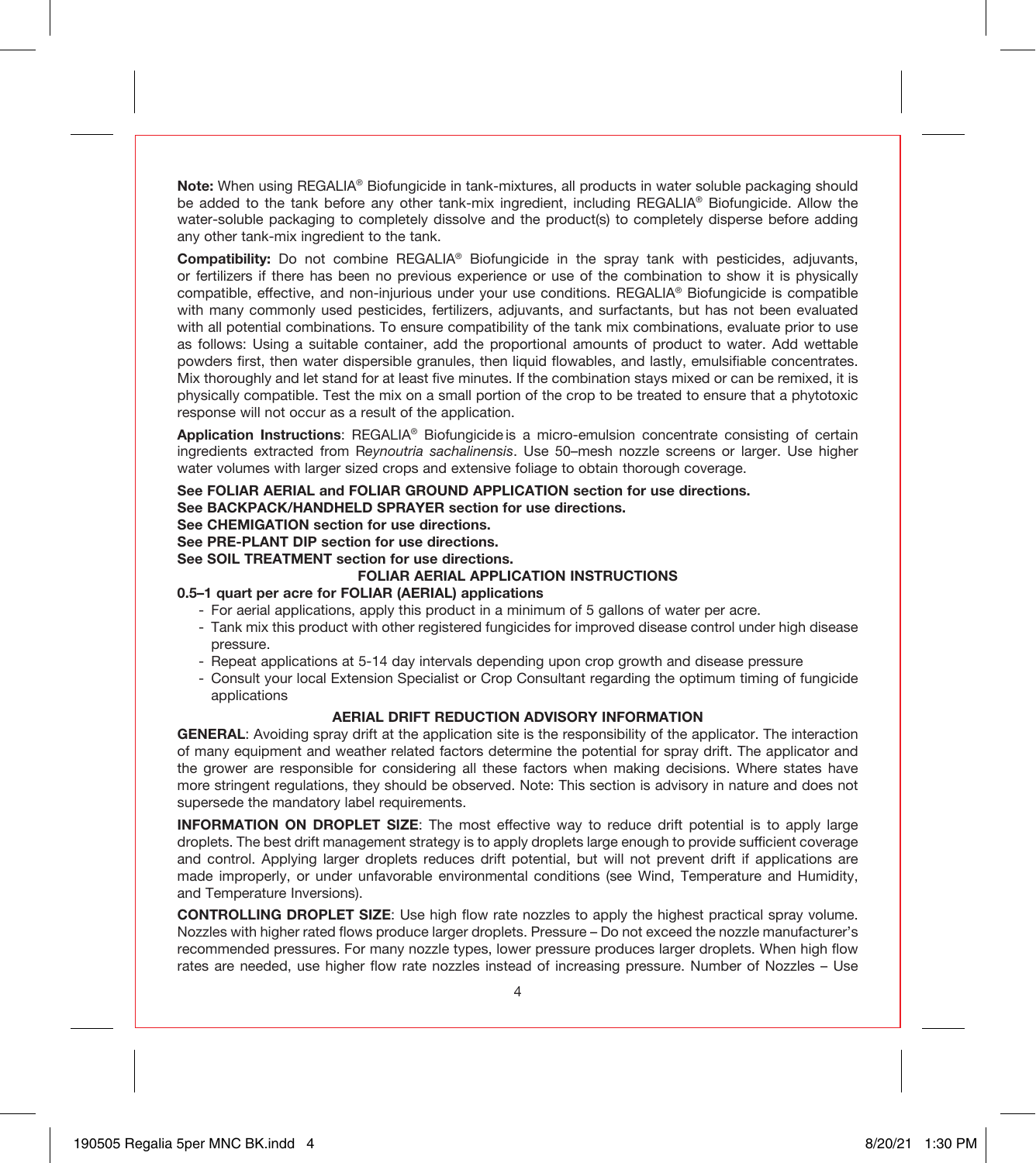**Note:** When using REGALIA® Biofungicide in tank-mixtures, all products in water soluble packaging should be added to the tank before any other tank-mix ingredient, including REGALIA® Biofungicide. Allow the water-soluble packaging to completely dissolve and the product(s) to completely disperse before adding any other tank-mix ingredient to the tank.

**Compatibility:** Do not combine REGALIA® Biofungicide in the spray tank with pesticides, adjuvants, or fertilizers if there has been no previous experience or use of the combination to show it is physically compatible, effective, and non-injurious under your use conditions. REGALIA® Biofungicide is compatible with many commonly used pesticides, fertilizers, adjuvants, and surfactants, but has not been evaluated with all potential combinations. To ensure compatibility of the tank mix combinations, evaluate prior to use as follows: Using a suitable container, add the proportional amounts of product to water. Add wettable powders first, then water dispersible granules, then liquid flowables, and lastly, emulsifiable concentrates. Mix thoroughly and let stand for at least five minutes. If the combination stays mixed or can be remixed, it is physically compatible. Test the mix on a small portion of the crop to be treated to ensure that a phytotoxic response will not occur as a result of the application.

**Application Instructions**: REGALIA® Biofungicide is a micro-emulsion concentrate consisting of certain ingredients extracted from R*eynoutria sachalinensis*. Use 50–mesh nozzle screens or larger. Use higher water volumes with larger sized crops and extensive foliage to obtain thorough coverage.

**See FOLIAR AERIAL and FOLIAR GROUND APPLICATION section for use directions.**
**See BACKPACK/HANDHELD SPRAYER section for use directions.**
**See CHEMIGATION section for use directions.**
**See PRE-PLANT DIP section for use directions.**
**See SOIL TREATMENT section for use directions.**

## FOLIAR AERIAL APPLICATION INSTRUCTIONS

**0.5–1 quart per acre for FOLIAR (AERIAL) applications**

- For aerial applications, apply this product in a minimum of 5 gallons of water per acre.
- Tank mix this product with other registered fungicides for improved disease control under high disease pressure.
- Repeat applications at 5-14 day intervals depending upon crop growth and disease pressure
- Consult your local Extension Specialist or Crop Consultant regarding the optimum timing of fungicide applications

## AERIAL DRIFT REDUCTION ADVISORY INFORMATION

**GENERAL**: Avoiding spray drift at the application site is the responsibility of the applicator. The interaction of many equipment and weather related factors determine the potential for spray drift. The applicator and the grower are responsible for considering all these factors when making decisions. Where states have more stringent regulations, they should be observed. Note: This section is advisory in nature and does not supersede the mandatory label requirements.

**INFORMATION ON DROPLET SIZE**: The most effective way to reduce drift potential is to apply large droplets. The best drift management strategy is to apply droplets large enough to provide sufficient coverage and control. Applying larger droplets reduces drift potential, but will not prevent drift if applications are made improperly, or under unfavorable environmental conditions (see Wind, Temperature and Humidity, and Temperature Inversions).

**CONTROLLING DROPLET SIZE**: Use high flow rate nozzles to apply the highest practical spray volume. Nozzles with higher rated flows produce larger droplets. Pressure – Do not exceed the nozzle manufacturer's recommended pressures. For many nozzle types, lower pressure produces larger droplets. When high flow rates are needed, use higher flow rate nozzles instead of increasing pressure. Number of Nozzles – Use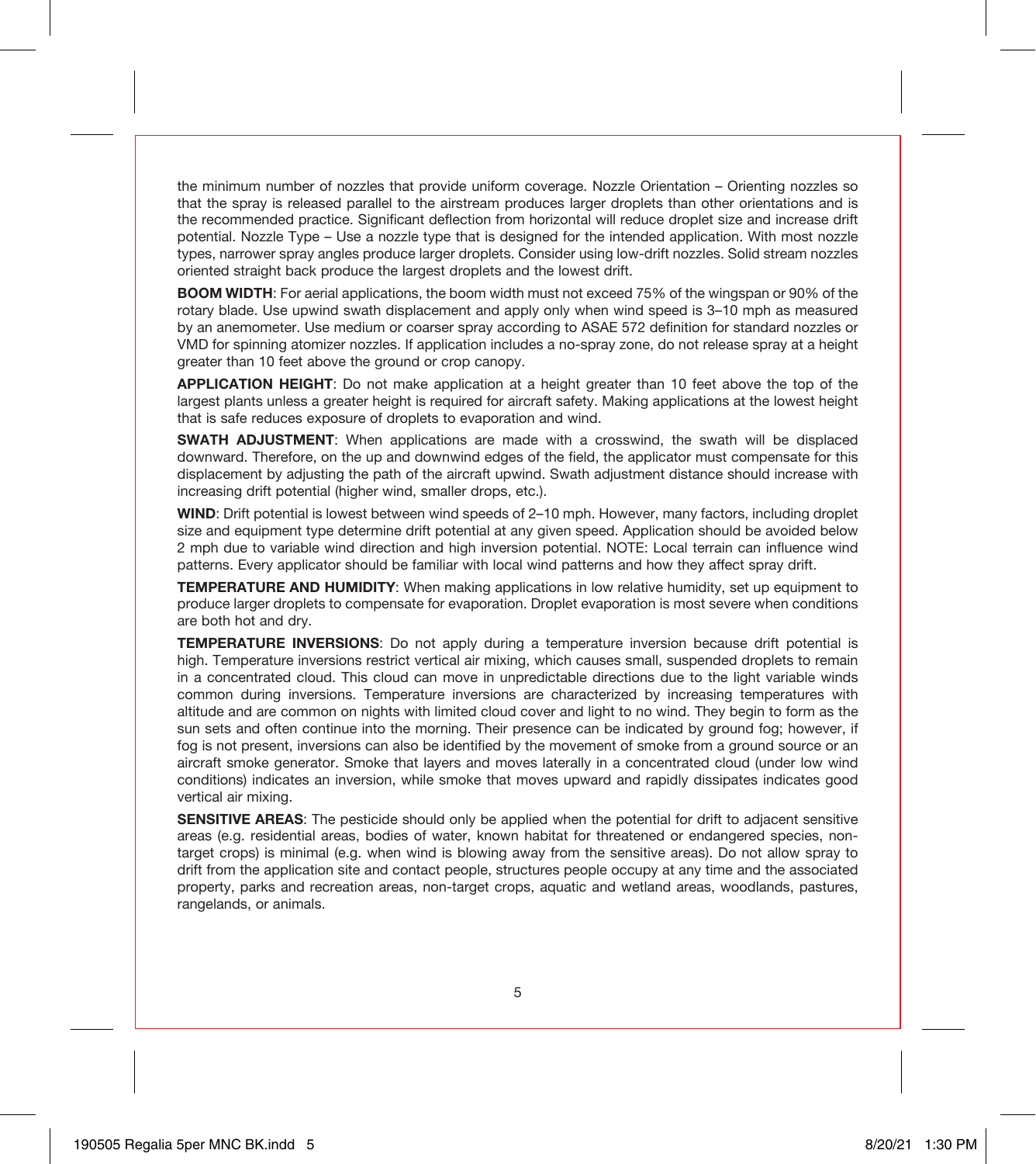the minimum number of nozzles that provide uniform coverage. Nozzle Orientation – Orienting nozzles so that the spray is released parallel to the airstream produces larger droplets than other orientations and is the recommended practice. Significant deflection from horizontal will reduce droplet size and increase drift potential. Nozzle Type – Use a nozzle type that is designed for the intended application. With most nozzle types, narrower spray angles produce larger droplets. Consider using low-drift nozzles. Solid stream nozzles oriented straight back produce the largest droplets and the lowest drift.

**BOOM WIDTH**: For aerial applications, the boom width must not exceed 75% of the wingspan or 90% of the rotary blade. Use upwind swath displacement and apply only when wind speed is 3–10 mph as measured by an anemometer. Use medium or coarser spray according to ASAE 572 definition for standard nozzles or VMD for spinning atomizer nozzles. If application includes a no-spray zone, do not release spray at a height greater than 10 feet above the ground or crop canopy.

**APPLICATION HEIGHT**: Do not make application at a height greater than 10 feet above the top of the largest plants unless a greater height is required for aircraft safety. Making applications at the lowest height that is safe reduces exposure of droplets to evaporation and wind.

**SWATH ADJUSTMENT**: When applications are made with a crosswind, the swath will be displaced downward. Therefore, on the up and downwind edges of the field, the applicator must compensate for this displacement by adjusting the path of the aircraft upwind. Swath adjustment distance should increase with increasing drift potential (higher wind, smaller drops, etc.).

**WIND**: Drift potential is lowest between wind speeds of 2–10 mph. However, many factors, including droplet size and equipment type determine drift potential at any given speed. Application should be avoided below 2 mph due to variable wind direction and high inversion potential. NOTE: Local terrain can influence wind patterns. Every applicator should be familiar with local wind patterns and how they affect spray drift.

**TEMPERATURE AND HUMIDITY**: When making applications in low relative humidity, set up equipment to produce larger droplets to compensate for evaporation. Droplet evaporation is most severe when conditions are both hot and dry.

**TEMPERATURE INVERSIONS**: Do not apply during a temperature inversion because drift potential is high. Temperature inversions restrict vertical air mixing, which causes small, suspended droplets to remain in a concentrated cloud. This cloud can move in unpredictable directions due to the light variable winds common during inversions. Temperature inversions are characterized by increasing temperatures with altitude and are common on nights with limited cloud cover and light to no wind. They begin to form as the sun sets and often continue into the morning. Their presence can be indicated by ground fog; however, if fog is not present, inversions can also be identified by the movement of smoke from a ground source or an aircraft smoke generator. Smoke that layers and moves laterally in a concentrated cloud (under low wind conditions) indicates an inversion, while smoke that moves upward and rapidly dissipates indicates good vertical air mixing.

**SENSITIVE AREAS**: The pesticide should only be applied when the potential for drift to adjacent sensitive areas (e.g. residential areas, bodies of water, known habitat for threatened or endangered species, non-target crops) is minimal (e.g. when wind is blowing away from the sensitive areas). Do not allow spray to drift from the application site and contact people, structures people occupy at any time and the associated property, parks and recreation areas, non-target crops, aquatic and wetland areas, woodlands, pastures, rangelands, or animals.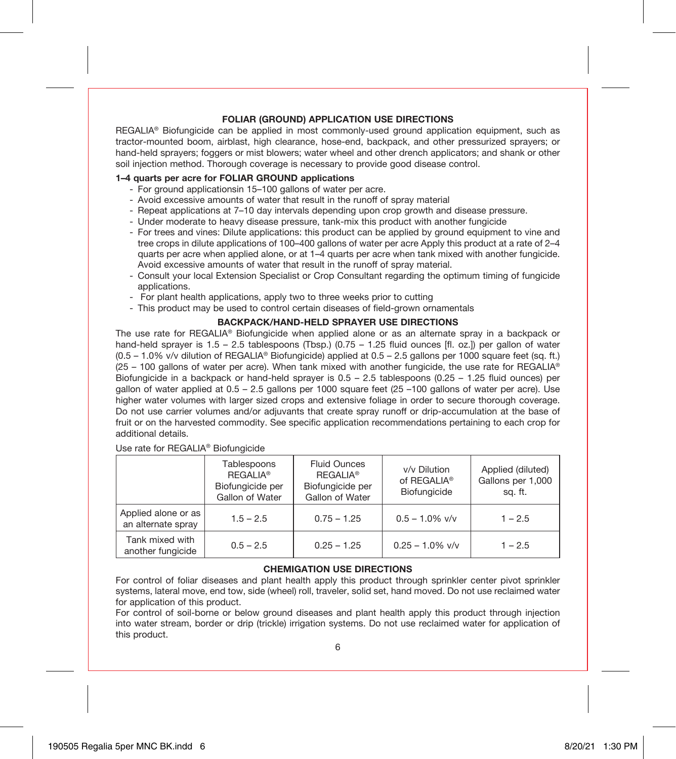## FOLIAR (GROUND) APPLICATION USE DIRECTIONS

REGALIA® Biofungicide can be applied in most commonly-used ground application equipment, such as tractor-mounted boom, airblast, high clearance, hose-end, backpack, and other pressurized sprayers; or hand-held sprayers; foggers or mist blowers; water wheel and other drench applicators; and shank or other soil injection method. Thorough coverage is necessary to provide good disease control.

**1–4 quarts per acre for FOLIAR GROUND applications**

- For ground applicationsin 15–100 gallons of water per acre.
- Avoid excessive amounts of water that result in the runoff of spray material
- Repeat applications at 7–10 day intervals depending upon crop growth and disease pressure.
- Under moderate to heavy disease pressure, tank-mix this product with another fungicide
- For trees and vines: Dilute applications: this product can be applied by ground equipment to vine and tree crops in dilute applications of 100–400 gallons of water per acre Apply this product at a rate of 2–4 quarts per acre when applied alone, or at 1–4 quarts per acre when tank mixed with another fungicide. Avoid excessive amounts of water that result in the runoff of spray material.
- Consult your local Extension Specialist or Crop Consultant regarding the optimum timing of fungicide applications.
- For plant health applications, apply two to three weeks prior to cutting
- This product may be used to control certain diseases of field-grown ornamentals

## BACKPACK/HAND-HELD SPRAYER USE DIRECTIONS

The use rate for REGALIA® Biofungicide when applied alone or as an alternate spray in a backpack or hand-held sprayer is 1.5 – 2.5 tablespoons (Tbsp.) (0.75 – 1.25 fluid ounces [fl. oz.]) per gallon of water (0.5 – 1.0% v/v dilution of REGALIA® Biofungicide) applied at 0.5 – 2.5 gallons per 1000 square feet (sq. ft.) (25 – 100 gallons of water per acre). When tank mixed with another fungicide, the use rate for REGALIA® Biofungicide in a backpack or hand-held sprayer is 0.5 – 2.5 tablespoons (0.25 – 1.25 fluid ounces) per gallon of water applied at 0.5 – 2.5 gallons per 1000 square feet (25 –100 gallons of water per acre). Use higher water volumes with larger sized crops and extensive foliage in order to secure thorough coverage. Do not use carrier volumes and/or adjuvants that create spray runoff or drip-accumulation at the base of fruit or on the harvested commodity. See specific application recommendations pertaining to each crop for additional details.

Use rate for REGALIA® Biofungicide

| | Tablespoons REGALIA® Biofungicide per Gallon of Water | Fluid Ounces REGALIA® Biofungicide per Gallon of Water | v/v Dilution of REGALIA® Biofungicide | Applied (diluted) Gallons per 1,000 sq. ft. |
|---|---|---|---|---|
| Applied alone or as an alternate spray | 1.5 – 2.5 | 0.75 – 1.25 | 0.5 – 1.0% v/v | 1 – 2.5 |
| Tank mixed with another fungicide | 0.5 – 2.5 | 0.25 – 1.25 | 0.25 – 1.0% v/v | 1 – 2.5 |

## CHEMIGATION USE DIRECTIONS

For control of foliar diseases and plant health apply this product through sprinkler center pivot sprinkler systems, lateral move, end tow, side (wheel) roll, traveler, solid set, hand moved. Do not use reclaimed water for application of this product.

For control of soil-borne or below ground diseases and plant health apply this product through injection into water stream, border or drip (trickle) irrigation systems. Do not use reclaimed water for application of this product.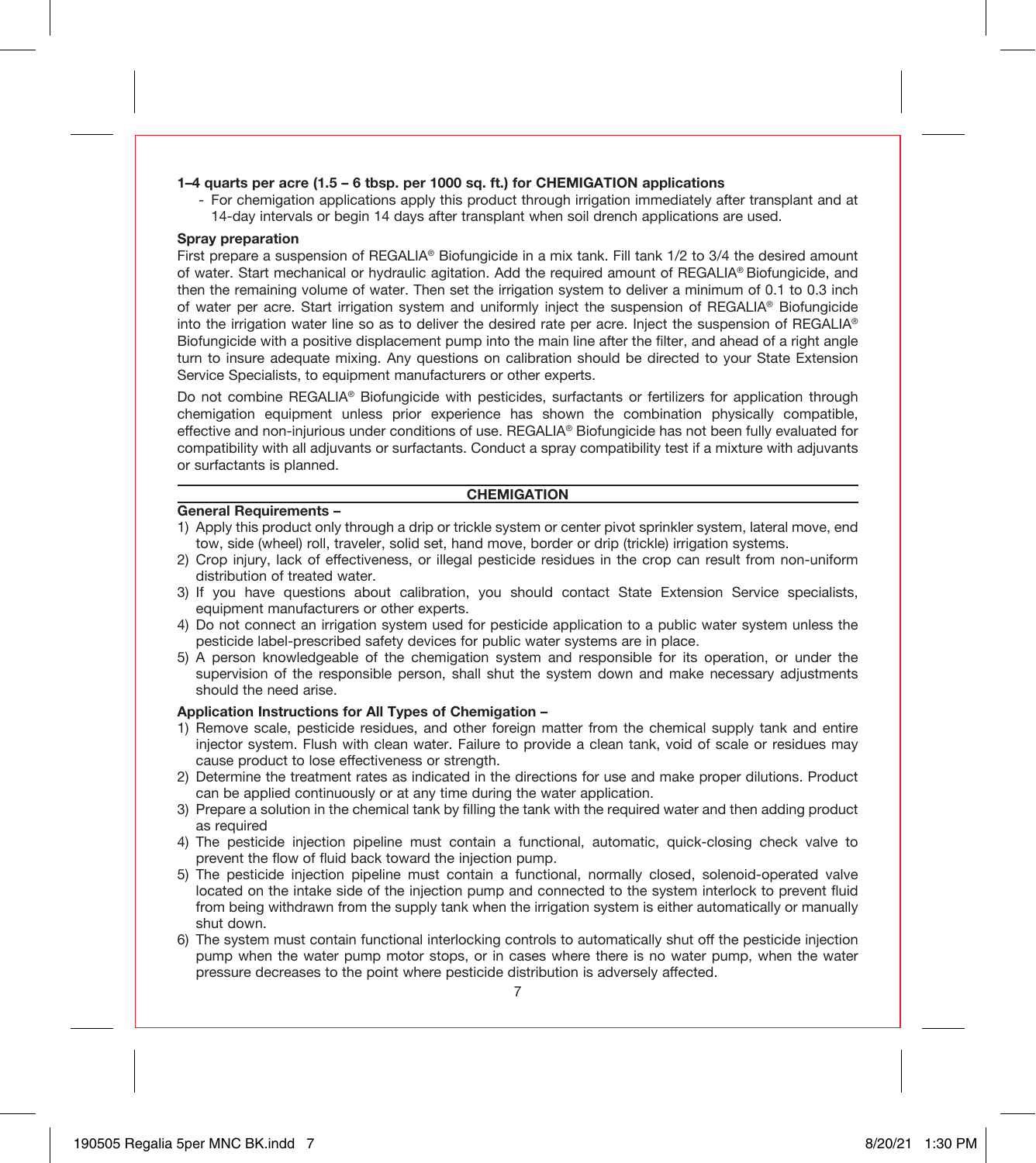**1–4 quarts per acre (1.5 – 6 tbsp. per 1000 sq. ft.) for CHEMIGATION applications**

- For chemigation applications apply this product through irrigation immediately after transplant and at 14-day intervals or begin 14 days after transplant when soil drench applications are used.

**Spray preparation**

First prepare a suspension of REGALIA® Biofungicide in a mix tank. Fill tank 1/2 to 3/4 the desired amount of water. Start mechanical or hydraulic agitation. Add the required amount of REGALIA® Biofungicide, and then the remaining volume of water. Then set the irrigation system to deliver a minimum of 0.1 to 0.3 inch of water per acre. Start irrigation system and uniformly inject the suspension of REGALIA® Biofungicide into the irrigation water line so as to deliver the desired rate per acre. Inject the suspension of REGALIA® Biofungicide with a positive displacement pump into the main line after the filter, and ahead of a right angle turn to insure adequate mixing. Any questions on calibration should be directed to your State Extension Service Specialists, to equipment manufacturers or other experts.

Do not combine REGALIA® Biofungicide with pesticides, surfactants or fertilizers for application through chemigation equipment unless prior experience has shown the combination physically compatible, effective and non-injurious under conditions of use. REGALIA® Biofungicide has not been fully evaluated for compatibility with all adjuvants or surfactants. Conduct a spray compatibility test if a mixture with adjuvants or surfactants is planned.

## CHEMIGATION

**General Requirements –**

1) Apply this product only through a drip or trickle system or center pivot sprinkler system, lateral move, end tow, side (wheel) roll, traveler, solid set, hand move, border or drip (trickle) irrigation systems.
2) Crop injury, lack of effectiveness, or illegal pesticide residues in the crop can result from non-uniform distribution of treated water.
3) If you have questions about calibration, you should contact State Extension Service specialists, equipment manufacturers or other experts.
4) Do not connect an irrigation system used for pesticide application to a public water system unless the pesticide label-prescribed safety devices for public water systems are in place.
5) A person knowledgeable of the chemigation system and responsible for its operation, or under the supervision of the responsible person, shall shut the system down and make necessary adjustments should the need arise.

**Application Instructions for All Types of Chemigation –**

1) Remove scale, pesticide residues, and other foreign matter from the chemical supply tank and entire injector system. Flush with clean water. Failure to provide a clean tank, void of scale or residues may cause product to lose effectiveness or strength.
2) Determine the treatment rates as indicated in the directions for use and make proper dilutions. Product can be applied continuously or at any time during the water application.
3) Prepare a solution in the chemical tank by filling the tank with the required water and then adding product as required
4) The pesticide injection pipeline must contain a functional, automatic, quick-closing check valve to prevent the flow of fluid back toward the injection pump.
5) The pesticide injection pipeline must contain a functional, normally closed, solenoid-operated valve located on the intake side of the injection pump and connected to the system interlock to prevent fluid from being withdrawn from the supply tank when the irrigation system is either automatically or manually shut down.
6) The system must contain functional interlocking controls to automatically shut off the pesticide injection pump when the water pump motor stops, or in cases where there is no water pump, when the water pressure decreases to the point where pesticide distribution is adversely affected.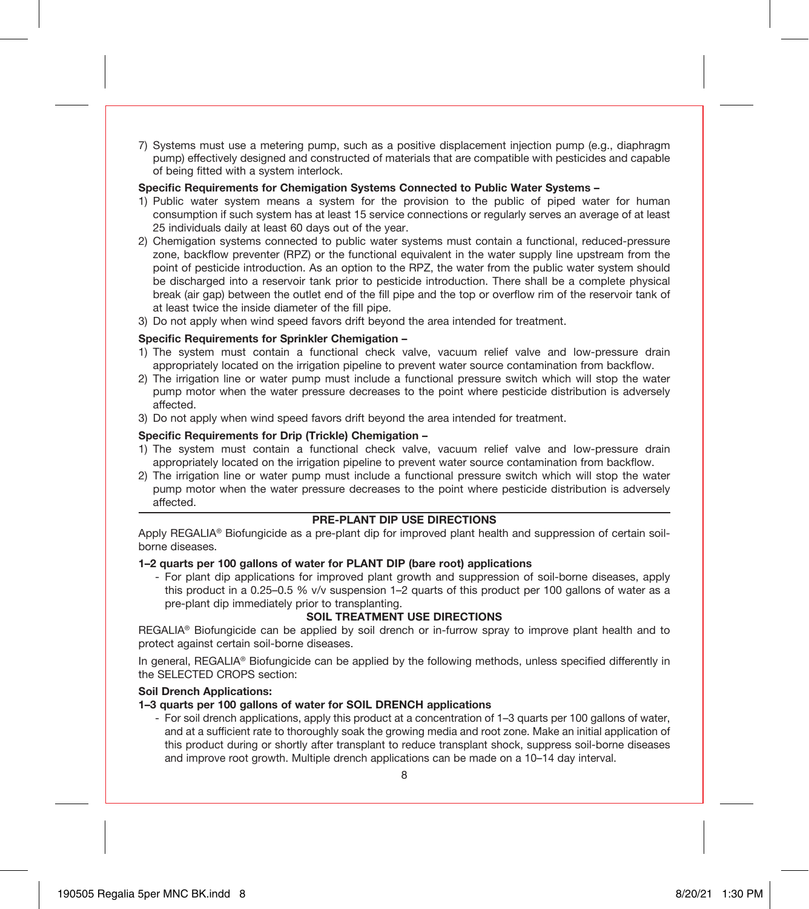7) Systems must use a metering pump, such as a positive displacement injection pump (e.g., diaphragm pump) effectively designed and constructed of materials that are compatible with pesticides and capable of being fitted with a system interlock.

**Specific Requirements for Chemigation Systems Connected to Public Water Systems –**

1) Public water system means a system for the provision to the public of piped water for human consumption if such system has at least 15 service connections or regularly serves an average of at least 25 individuals daily at least 60 days out of the year.
2) Chemigation systems connected to public water systems must contain a functional, reduced-pressure zone, backflow preventer (RPZ) or the functional equivalent in the water supply line upstream from the point of pesticide introduction. As an option to the RPZ, the water from the public water system should be discharged into a reservoir tank prior to pesticide introduction. There shall be a complete physical break (air gap) between the outlet end of the fill pipe and the top or overflow rim of the reservoir tank of at least twice the inside diameter of the fill pipe.
3) Do not apply when wind speed favors drift beyond the area intended for treatment.

**Specific Requirements for Sprinkler Chemigation –**

1) The system must contain a functional check valve, vacuum relief valve and low-pressure drain appropriately located on the irrigation pipeline to prevent water source contamination from backflow.
2) The irrigation line or water pump must include a functional pressure switch which will stop the water pump motor when the water pressure decreases to the point where pesticide distribution is adversely affected.
3) Do not apply when wind speed favors drift beyond the area intended for treatment.

**Specific Requirements for Drip (Trickle) Chemigation –**

1) The system must contain a functional check valve, vacuum relief valve and low-pressure drain appropriately located on the irrigation pipeline to prevent water source contamination from backflow.
2) The irrigation line or water pump must include a functional pressure switch which will stop the water pump motor when the water pressure decreases to the point where pesticide distribution is adversely affected.

## PRE-PLANT DIP USE DIRECTIONS

Apply REGALIA® Biofungicide as a pre-plant dip for improved plant health and suppression of certain soil-borne diseases.

**1–2 quarts per 100 gallons of water for PLANT DIP (bare root) applications**

- For plant dip applications for improved plant growth and suppression of soil-borne diseases, apply this product in a 0.25–0.5 % v/v suspension 1–2 quarts of this product per 100 gallons of water as a pre-plant dip immediately prior to transplanting.

## SOIL TREATMENT USE DIRECTIONS

REGALIA® Biofungicide can be applied by soil drench or in-furrow spray to improve plant health and to protect against certain soil-borne diseases.

In general, REGALIA® Biofungicide can be applied by the following methods, unless specified differently in the SELECTED CROPS section:

**Soil Drench Applications:**

**1–3 quarts per 100 gallons of water for SOIL DRENCH applications**

- For soil drench applications, apply this product at a concentration of 1–3 quarts per 100 gallons of water, and at a sufficient rate to thoroughly soak the growing media and root zone. Make an initial application of this product during or shortly after transplant to reduce transplant shock, suppress soil-borne diseases and improve root growth. Multiple drench applications can be made on a 10–14 day interval.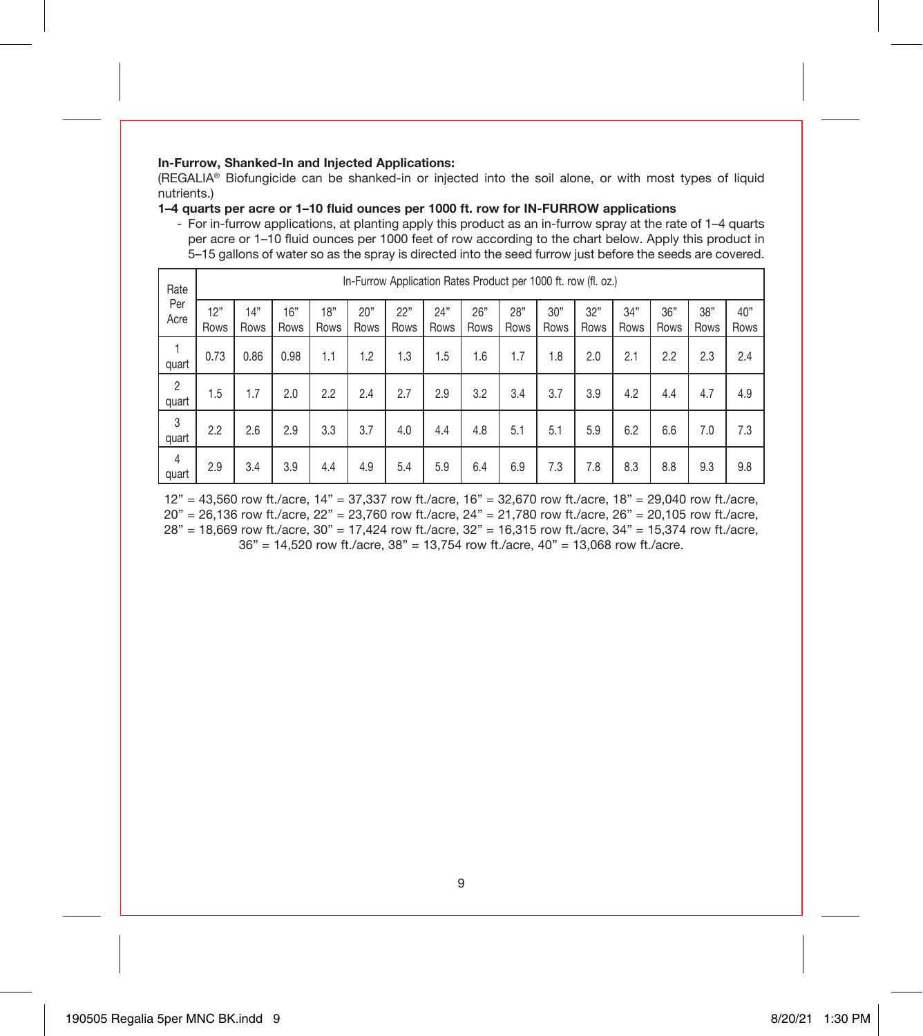**In-Furrow, Shanked-In and Injected Applications:**

(REGALIA® Biofungicide can be shanked-in or injected into the soil alone, or with most types of liquid nutrients.)

**1–4 quarts per acre or 1–10 fluid ounces per 1000 ft. row for IN-FURROW applications**

- For in-furrow applications, at planting apply this product as an in-furrow spray at the rate of 1–4 quarts per acre or 1–10 fluid ounces per 1000 feet of row according to the chart below. Apply this product in 5–15 gallons of water so as the spray is directed into the seed furrow just before the seeds are covered.

| Rate Per Acre | In-Furrow Application Rates Product per 1000 ft. row (fl. oz.) | | | | | | | | | | | | | | |
|---|---|---|---|---|---|---|---|---|---|---|---|---|---|---|---|
| | 12" Rows | 14" Rows | 16" Rows | 18" Rows | 20" Rows | 22" Rows | 24" Rows | 26" Rows | 28" Rows | 30" Rows | 32" Rows | 34" Rows | 36" Rows | 38" Rows | 40" Rows |
| 1 quart | 0.73 | 0.86 | 0.98 | 1.1 | 1.2 | 1.3 | 1.5 | 1.6 | 1.7 | 1.8 | 2.0 | 2.1 | 2.2 | 2.3 | 2.4 |
| 2 quart | 1.5 | 1.7 | 2.0 | 2.2 | 2.4 | 2.7 | 2.9 | 3.2 | 3.4 | 3.7 | 3.9 | 4.2 | 4.4 | 4.7 | 4.9 |
| 3 quart | 2.2 | 2.6 | 2.9 | 3.3 | 3.7 | 4.0 | 4.4 | 4.8 | 5.1 | 5.1 | 5.9 | 6.2 | 6.6 | 7.0 | 7.3 |
| 4 quart | 2.9 | 3.4 | 3.9 | 4.4 | 4.9 | 5.4 | 5.9 | 6.4 | 6.9 | 7.3 | 7.8 | 8.3 | 8.8 | 9.3 | 9.8 |

12" = 43,560 row ft./acre, 14" = 37,337 row ft./acre, 16" = 32,670 row ft./acre, 18" = 29,040 row ft./acre, 20" = 26,136 row ft./acre, 22" = 23,760 row ft./acre, 24" = 21,780 row ft./acre, 26" = 20,105 row ft./acre, 28" = 18,669 row ft./acre, 30" = 17,424 row ft./acre, 32" = 16,315 row ft./acre, 34" = 15,374 row ft./acre, 36" = 14,520 row ft./acre, 38" = 13,754 row ft./acre, 40" = 13,068 row ft./acre.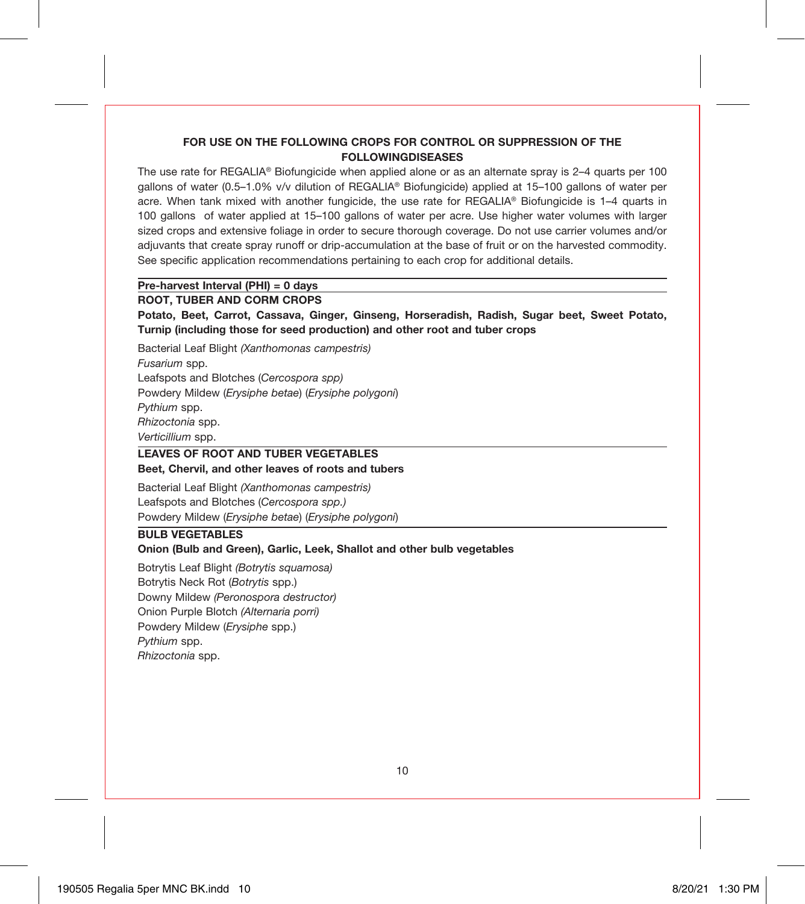**FOR USE ON THE FOLLOWING CROPS FOR CONTROL OR SUPPRESSION OF THE FOLLOWINGDISEASES**

The use rate for REGALIA® Biofungicide when applied alone or as an alternate spray is 2–4 quarts per 100 gallons of water (0.5–1.0% v/v dilution of REGALIA® Biofungicide) applied at 15–100 gallons of water per acre. When tank mixed with another fungicide, the use rate for REGALIA® Biofungicide is 1–4 quarts in 100 gallons of water applied at 15–100 gallons of water per acre. Use higher water volumes with larger sized crops and extensive foliage in order to secure thorough coverage. Do not use carrier volumes and/or adjuvants that create spray runoff or drip-accumulation at the base of fruit or on the harvested commodity. See specific application recommendations pertaining to each crop for additional details.

**Pre-harvest Interval (PHI) = 0 days**

**ROOT, TUBER AND CORM CROPS**

**Potato, Beet, Carrot, Cassava, Ginger, Ginseng, Horseradish, Radish, Sugar beet, Sweet Potato, Turnip (including those for seed production) and other root and tuber crops**

Bacterial Leaf Blight *(Xanthomonas campestris)*
*Fusarium* spp.
Leafspots and Blotches (*Cercospora spp)*
Powdery Mildew (*Erysiphe betae*) (*Erysiphe polygoni*)
*Pythium* spp.
*Rhizoctonia* spp.
*Verticillium* spp.

**LEAVES OF ROOT AND TUBER VEGETABLES**

**Beet, Chervil, and other leaves of roots and tubers**

Bacterial Leaf Blight *(Xanthomonas campestris)*
Leafspots and Blotches (*Cercospora spp.)*
Powdery Mildew (*Erysiphe betae*) (*Erysiphe polygoni*)

**BULB VEGETABLES**

**Onion (Bulb and Green), Garlic, Leek, Shallot and other bulb vegetables**

Botrytis Leaf Blight *(Botrytis squamosa)*
Botrytis Neck Rot (*Botrytis* spp.)
Downy Mildew *(Peronospora destructor)*
Onion Purple Blotch *(Alternaria porri)*
Powdery Mildew (*Erysiphe* spp.)
*Pythium* spp.
*Rhizoctonia* spp.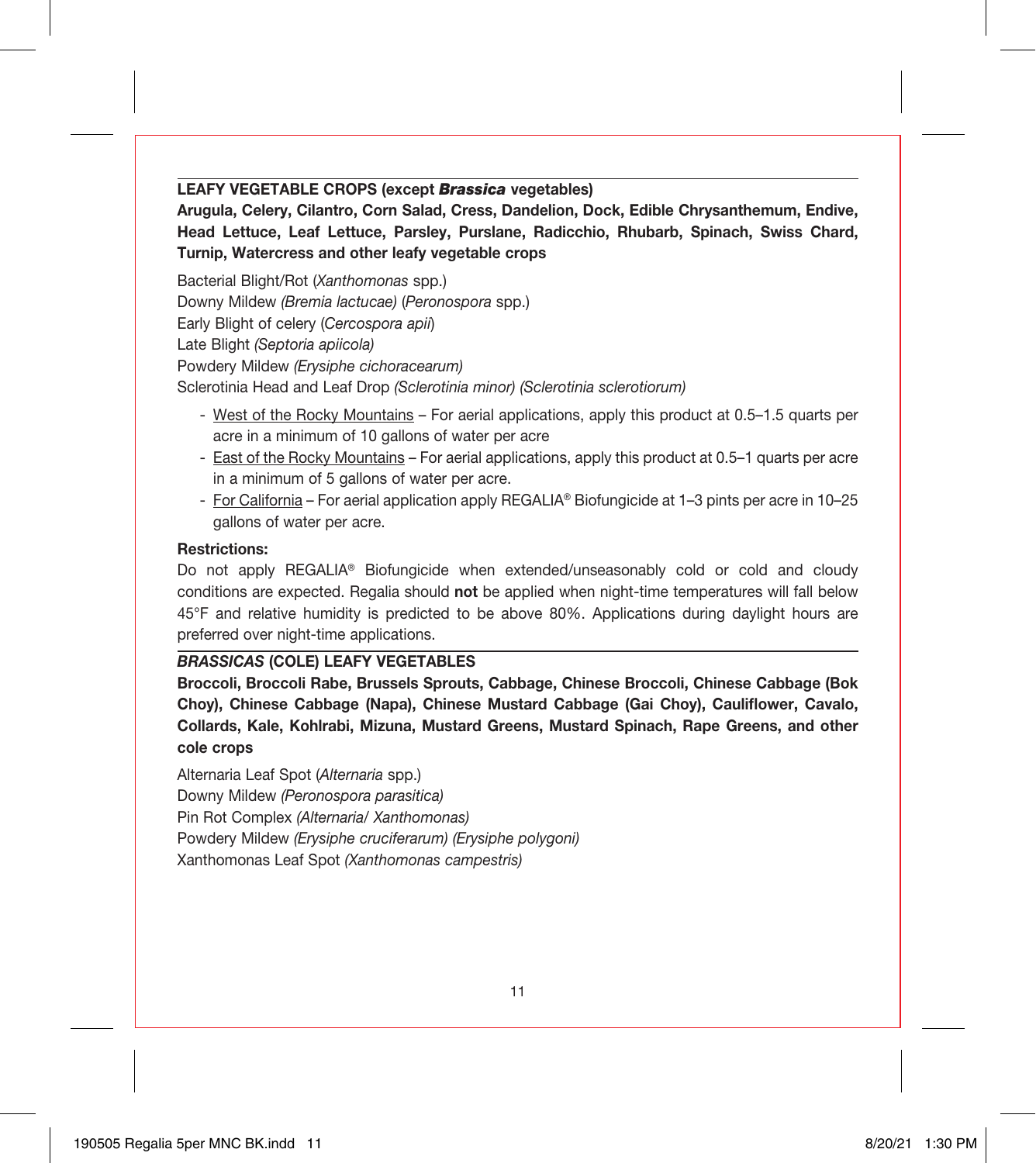## LEAFY VEGETABLE CROPS (except *Brassica* vegetables)

**Arugula, Celery, Cilantro, Corn Salad, Cress, Dandelion, Dock, Edible Chrysanthemum, Endive, Head Lettuce, Leaf Lettuce, Parsley, Purslane, Radicchio, Rhubarb, Spinach, Swiss Chard, Turnip, Watercress and other leafy vegetable crops**

Bacterial Blight/Rot (*Xanthomonas* spp.)
Downy Mildew *(Bremia lactucae)* (*Peronospora* spp.)
Early Blight of celery (*Cercospora apii*)
Late Blight *(Septoria apiicola)*
Powdery Mildew *(Erysiphe cichoracearum)*
Sclerotinia Head and Leaf Drop *(Sclerotinia minor) (Sclerotinia sclerotiorum)*

- West of the Rocky Mountains – For aerial applications, apply this product at 0.5–1.5 quarts per acre in a minimum of 10 gallons of water per acre
- East of the Rocky Mountains – For aerial applications, apply this product at 0.5–1 quarts per acre in a minimum of 5 gallons of water per acre.
- For California – For aerial application apply REGALIA® Biofungicide at 1–3 pints per acre in 10–25 gallons of water per acre.

**Restrictions:**

Do not apply REGALIA® Biofungicide when extended/unseasonably cold or cold and cloudy conditions are expected. Regalia should **not** be applied when night-time temperatures will fall below 45°F and relative humidity is predicted to be above 80%. Applications during daylight hours are preferred over night-time applications.

## *BRASSICAS* (COLE) LEAFY VEGETABLES

**Broccoli, Broccoli Rabe, Brussels Sprouts, Cabbage, Chinese Broccoli, Chinese Cabbage (Bok Choy), Chinese Cabbage (Napa), Chinese Mustard Cabbage (Gai Choy), Cauliflower, Cavalo, Collards, Kale, Kohlrabi, Mizuna, Mustard Greens, Mustard Spinach, Rape Greens, and other cole crops**

Alternaria Leaf Spot (*Alternaria* spp.)
Downy Mildew *(Peronospora parasitica)*
Pin Rot Complex *(Alternaria/ Xanthomonas)*
Powdery Mildew *(Erysiphe cruciferarum) (Erysiphe polygoni)*
Xanthomonas Leaf Spot *(Xanthomonas campestris)*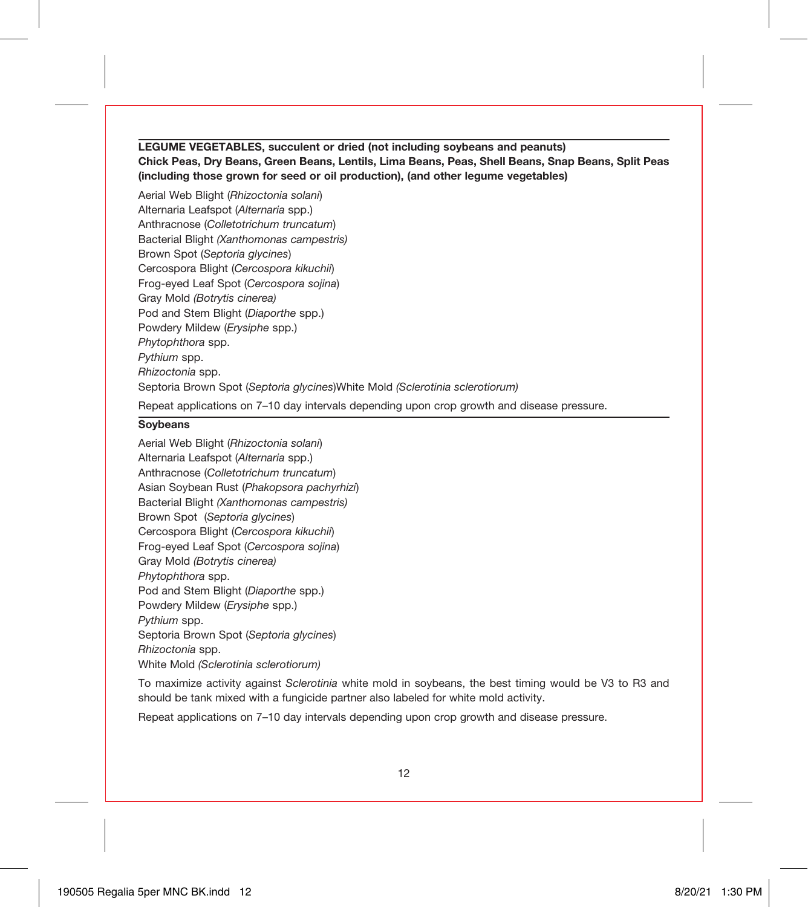**LEGUME VEGETABLES, succulent or dried (not including soybeans and peanuts)**
**Chick Peas, Dry Beans, Green Beans, Lentils, Lima Beans, Peas, Shell Beans, Snap Beans, Split Peas (including those grown for seed or oil production), (and other legume vegetables)**

Aerial Web Blight (*Rhizoctonia solani*)
Alternaria Leafspot (*Alternaria* spp.)
Anthracnose (*Colletotrichum truncatum*)
Bacterial Blight *(Xanthomonas campestris)*
Brown Spot (*Septoria glycines*)
Cercospora Blight (*Cercospora kikuchii*)
Frog-eyed Leaf Spot (*Cercospora sojina*)
Gray Mold *(Botrytis cinerea)*
Pod and Stem Blight (*Diaporthe* spp.)
Powdery Mildew (*Erysiphe* spp.)
*Phytophthora* spp.
*Pythium* spp.
*Rhizoctonia* spp.
Septoria Brown Spot (*Septoria glycines*)White Mold *(Sclerotinia sclerotiorum)*

Repeat applications on 7–10 day intervals depending upon crop growth and disease pressure.

**Soybeans**

Aerial Web Blight (*Rhizoctonia solani*)
Alternaria Leafspot (*Alternaria* spp.)
Anthracnose (*Colletotrichum truncatum*)
Asian Soybean Rust (*Phakopsora pachyrhizi*)
Bacterial Blight *(Xanthomonas campestris)*
Brown Spot (*Septoria glycines*)
Cercospora Blight (*Cercospora kikuchii*)
Frog-eyed Leaf Spot (*Cercospora sojina*)
Gray Mold *(Botrytis cinerea)*
*Phytophthora* spp.
Pod and Stem Blight (*Diaporthe* spp.)
Powdery Mildew (*Erysiphe* spp.)
*Pythium* spp.
Septoria Brown Spot (*Septoria glycines*)
*Rhizoctonia* spp.
White Mold *(Sclerotinia sclerotiorum)*

To maximize activity against *Sclerotinia* white mold in soybeans, the best timing would be V3 to R3 and should be tank mixed with a fungicide partner also labeled for white mold activity.

Repeat applications on 7–10 day intervals depending upon crop growth and disease pressure.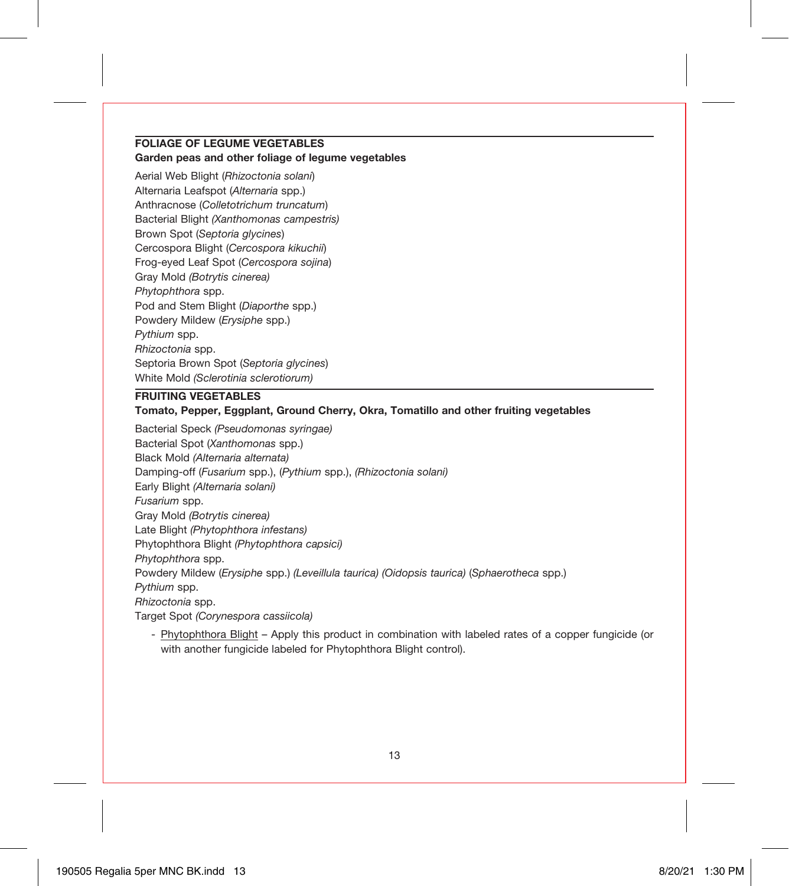## FOLIAGE OF LEGUME VEGETABLES

**Garden peas and other foliage of legume vegetables**

Aerial Web Blight (*Rhizoctonia solani*)
Alternaria Leafspot (*Alternaria* spp.)
Anthracnose (*Colletotrichum truncatum*)
Bacterial Blight *(Xanthomonas campestris)*
Brown Spot (*Septoria glycines*)
Cercospora Blight (*Cercospora kikuchii*)
Frog-eyed Leaf Spot (*Cercospora sojina*)
Gray Mold *(Botrytis cinerea)*
*Phytophthora* spp.
Pod and Stem Blight (*Diaporthe* spp.)
Powdery Mildew (*Erysiphe* spp.)
*Pythium* spp.
*Rhizoctonia* spp.
Septoria Brown Spot (*Septoria glycines*)
White Mold *(Sclerotinia sclerotiorum)*

## FRUITING VEGETABLES

**Tomato, Pepper, Eggplant, Ground Cherry, Okra, Tomatillo and other fruiting vegetables**

Bacterial Speck *(Pseudomonas syringae)*
Bacterial Spot (*Xanthomonas* spp.)
Black Mold *(Alternaria alternata)*
Damping-off (*Fusarium* spp.), (*Pythium* spp.), *(Rhizoctonia solani)*
Early Blight *(Alternaria solani)*
*Fusarium* spp.
Gray Mold *(Botrytis cinerea)*
Late Blight *(Phytophthora infestans)*
Phytophthora Blight *(Phytophthora capsici)*
*Phytophthora* spp.
Powdery Mildew (*Erysiphe* spp.) *(Leveillula taurica) (Oidopsis taurica)* (*Sphaerotheca* spp.)
*Pythium* spp.
*Rhizoctonia* spp.
Target Spot *(Corynespora cassiicola)*

- <u>Phytophthora Blight</u> – Apply this product in combination with labeled rates of a copper fungicide (or with another fungicide labeled for Phytophthora Blight control).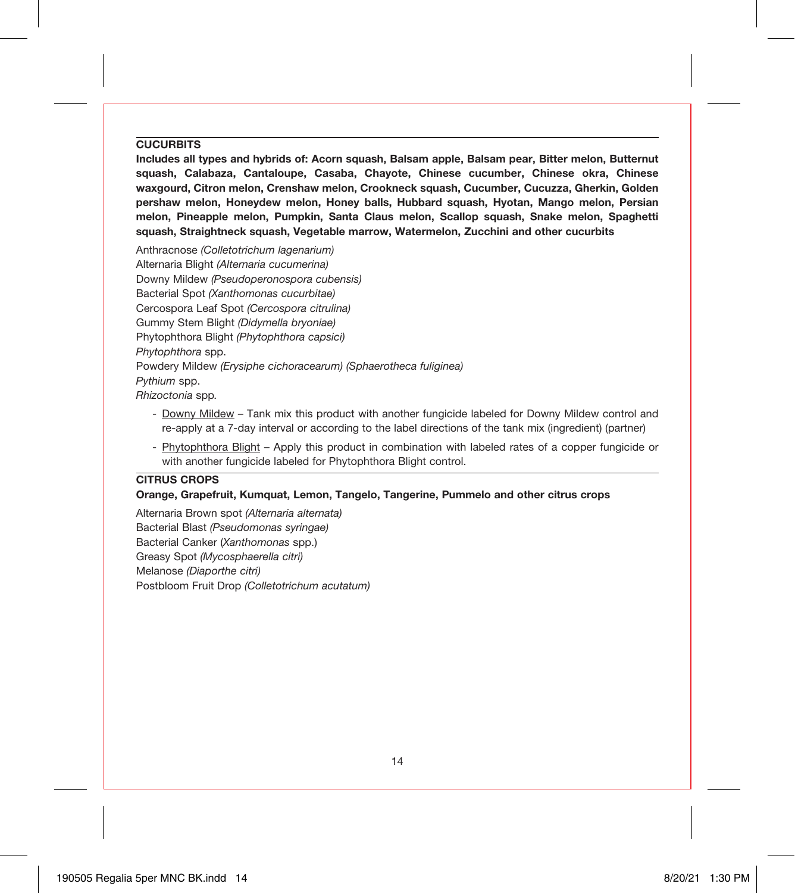## CUCURBITS

**Includes all types and hybrids of: Acorn squash, Balsam apple, Balsam pear, Bitter melon, Butternut squash, Calabaza, Cantaloupe, Casaba, Chayote, Chinese cucumber, Chinese okra, Chinese waxgourd, Citron melon, Crenshaw melon, Crookneck squash, Cucumber, Cucuzza, Gherkin, Golden pershaw melon, Honeydew melon, Honey balls, Hubbard squash, Hyotan, Mango melon, Persian melon, Pineapple melon, Pumpkin, Santa Claus melon, Scallop squash, Snake melon, Spaghetti squash, Straightneck squash, Vegetable marrow, Watermelon, Zucchini and other cucurbits**

Anthracnose *(Colletotrichum lagenarium)*
Alternaria Blight *(Alternaria cucumerina)*
Downy Mildew *(Pseudoperonospora cubensis)*
Bacterial Spot *(Xanthomonas cucurbitae)*
Cercospora Leaf Spot *(Cercospora citrulina)*
Gummy Stem Blight *(Didymella bryoniae)*
Phytophthora Blight *(Phytophthora capsici)*
*Phytophthora* spp.
Powdery Mildew *(Erysiphe cichoracearum) (Sphaerotheca fuliginea)*
*Pythium* spp.
*Rhizoctonia* spp.

- Downy Mildew – Tank mix this product with another fungicide labeled for Downy Mildew control and re-apply at a 7-day interval or according to the label directions of the tank mix (ingredient) (partner)
- Phytophthora Blight – Apply this product in combination with labeled rates of a copper fungicide or with another fungicide labeled for Phytophthora Blight control.

## CITRUS CROPS

**Orange, Grapefruit, Kumquat, Lemon, Tangelo, Tangerine, Pummelo and other citrus crops**

Alternaria Brown spot *(Alternaria alternata)*
Bacterial Blast *(Pseudomonas syringae)*
Bacterial Canker (*Xanthomonas* spp.)
Greasy Spot *(Mycosphaerella citri)*
Melanose *(Diaporthe citri)*
Postbloom Fruit Drop *(Colletotrichum acutatum)*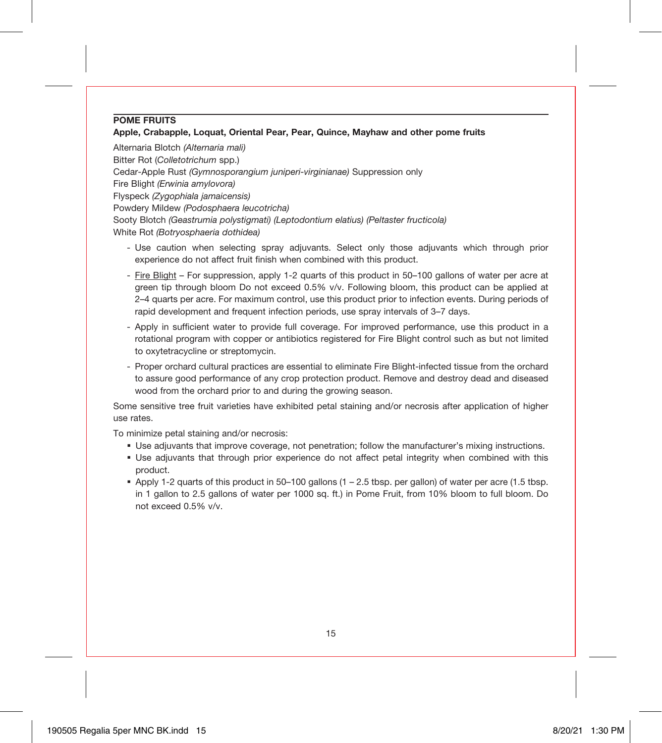## POME FRUITS

**Apple, Crabapple, Loquat, Oriental Pear, Pear, Quince, Mayhaw and other pome fruits**

Alternaria Blotch *(Alternaria mali)*
Bitter Rot (*Colletotrichum* spp.)
Cedar-Apple Rust *(Gymnosporangium juniperi-virginianae)* Suppression only
Fire Blight *(Erwinia amylovora)*
Flyspeck *(Zygophiala jamaicensis)*
Powdery Mildew *(Podosphaera leucotricha)*
Sooty Blotch *(Geastrumia polystigmati) (Leptodontium elatius) (Peltaster fructicola)*
White Rot *(Botryosphaeria dothidea)*

- Use caution when selecting spray adjuvants. Select only those adjuvants which through prior experience do not affect fruit finish when combined with this product.
- Fire Blight – For suppression, apply 1-2 quarts of this product in 50–100 gallons of water per acre at green tip through bloom Do not exceed 0.5% v/v. Following bloom, this product can be applied at 2–4 quarts per acre. For maximum control, use this product prior to infection events. During periods of rapid development and frequent infection periods, use spray intervals of 3–7 days.
- Apply in sufficient water to provide full coverage. For improved performance, use this product in a rotational program with copper or antibiotics registered for Fire Blight control such as but not limited to oxytetracycline or streptomycin.
- Proper orchard cultural practices are essential to eliminate Fire Blight-infected tissue from the orchard to assure good performance of any crop protection product. Remove and destroy dead and diseased wood from the orchard prior to and during the growing season.

Some sensitive tree fruit varieties have exhibited petal staining and/or necrosis after application of higher use rates.

To minimize petal staining and/or necrosis:

- Use adjuvants that improve coverage, not penetration; follow the manufacturer's mixing instructions.
- Use adjuvants that through prior experience do not affect petal integrity when combined with this product.
- Apply 1-2 quarts of this product in 50–100 gallons (1 – 2.5 tbsp. per gallon) of water per acre (1.5 tbsp. in 1 gallon to 2.5 gallons of water per 1000 sq. ft.) in Pome Fruit, from 10% bloom to full bloom. Do not exceed 0.5% v/v.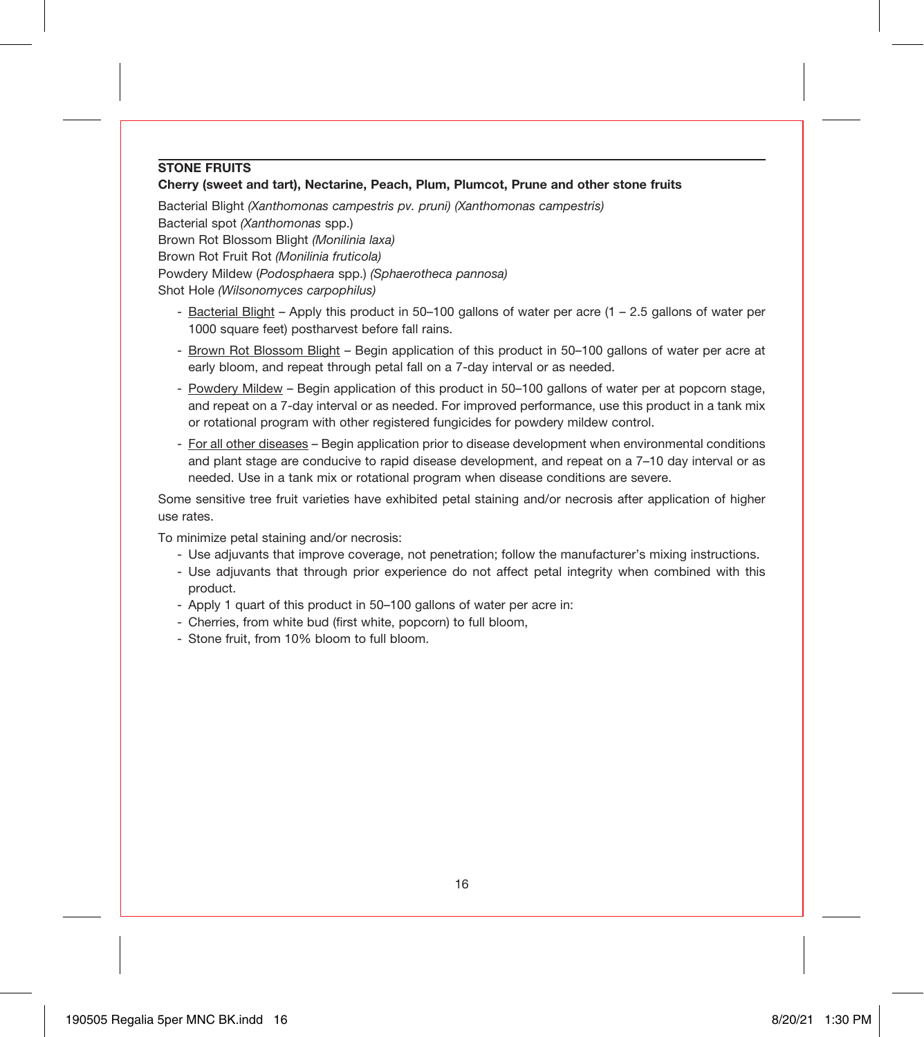## STONE FRUITS

**Cherry (sweet and tart), Nectarine, Peach, Plum, Plumcot, Prune and other stone fruits**

Bacterial Blight *(Xanthomonas campestris pv. pruni) (Xanthomonas campestris)*
Bacterial spot *(Xanthomonas* spp.)
Brown Rot Blossom Blight *(Monilinia laxa)*
Brown Rot Fruit Rot *(Monilinia fruticola)*
Powdery Mildew (*Podosphaera* spp.) *(Sphaerotheca pannosa)*
Shot Hole *(Wilsonomyces carpophilus)*

- Bacterial Blight – Apply this product in 50–100 gallons of water per acre (1 – 2.5 gallons of water per 1000 square feet) postharvest before fall rains.
- Brown Rot Blossom Blight – Begin application of this product in 50–100 gallons of water per acre at early bloom, and repeat through petal fall on a 7-day interval or as needed.
- Powdery Mildew – Begin application of this product in 50–100 gallons of water per at popcorn stage, and repeat on a 7-day interval or as needed. For improved performance, use this product in a tank mix or rotational program with other registered fungicides for powdery mildew control.
- For all other diseases – Begin application prior to disease development when environmental conditions and plant stage are conducive to rapid disease development, and repeat on a 7–10 day interval or as needed. Use in a tank mix or rotational program when disease conditions are severe.

Some sensitive tree fruit varieties have exhibited petal staining and/or necrosis after application of higher use rates.

To minimize petal staining and/or necrosis:

- Use adjuvants that improve coverage, not penetration; follow the manufacturer's mixing instructions.
- Use adjuvants that through prior experience do not affect petal integrity when combined with this product.
- Apply 1 quart of this product in 50–100 gallons of water per acre in:
- Cherries, from white bud (first white, popcorn) to full bloom,
- Stone fruit, from 10% bloom to full bloom.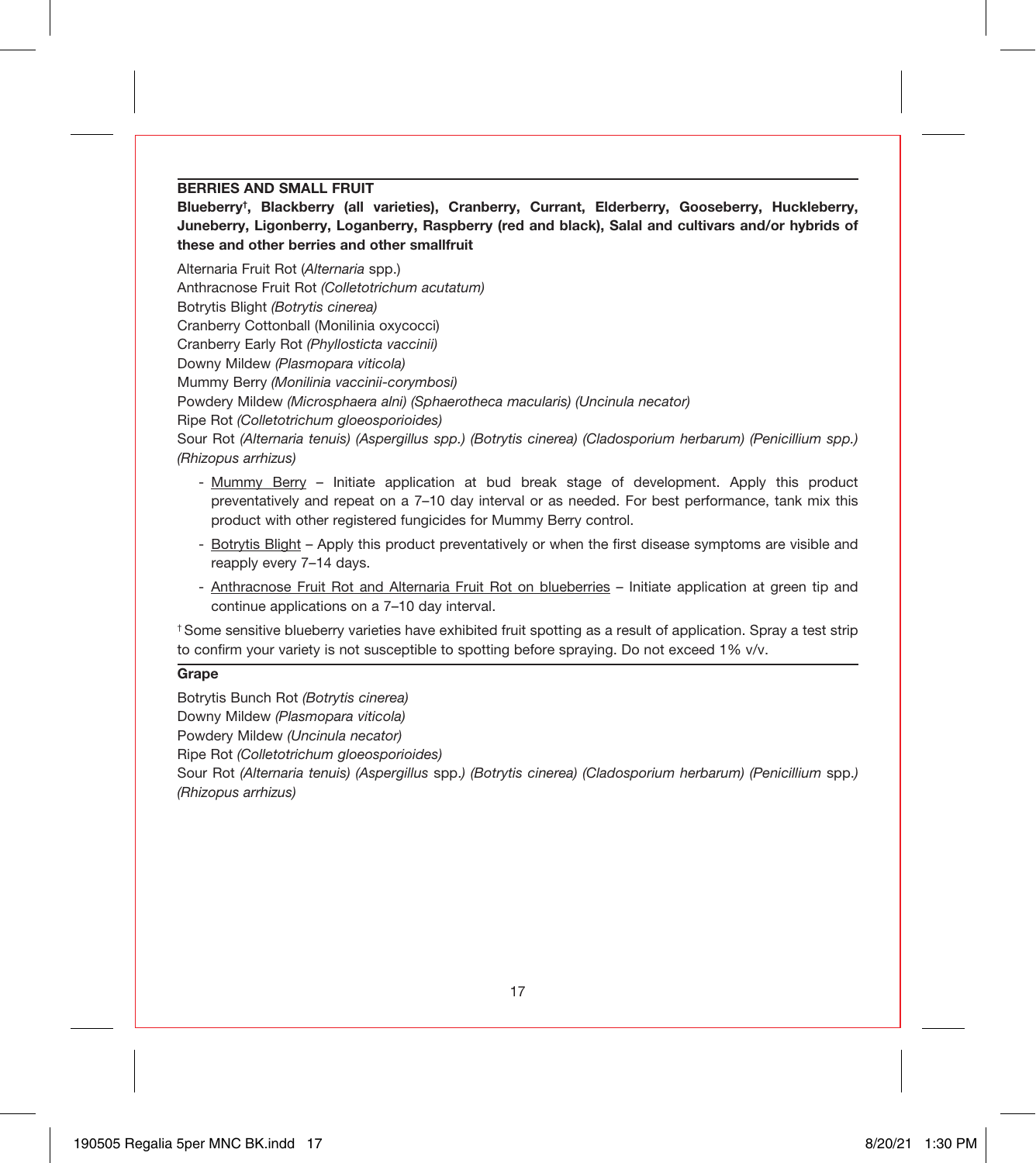## BERRIES AND SMALL FRUIT

**Blueberry†, Blackberry (all varieties), Cranberry, Currant, Elderberry, Gooseberry, Huckleberry, Juneberry, Ligonberry, Loganberry, Raspberry (red and black), Salal and cultivars and/or hybrids of these and other berries and other smallfruit**

Alternaria Fruit Rot (*Alternaria* spp.)
Anthracnose Fruit Rot *(Colletotrichum acutatum)*
Botrytis Blight *(Botrytis cinerea)*
Cranberry Cottonball (Monilinia oxycocci)
Cranberry Early Rot *(Phyllosticta vaccinii)*
Downy Mildew *(Plasmopara viticola)*
Mummy Berry *(Monilinia vaccinii-corymbosi)*
Powdery Mildew *(Microsphaera alni) (Sphaerotheca macularis) (Uncinula necator)*
Ripe Rot *(Colletotrichum gloeosporioides)*
Sour Rot *(Alternaria tenuis) (Aspergillus spp.) (Botrytis cinerea) (Cladosporium herbarum) (Penicillium spp.) (Rhizopus arrhizus)*

- Mummy Berry – Initiate application at bud break stage of development. Apply this product preventatively and repeat on a 7–10 day interval or as needed. For best performance, tank mix this product with other registered fungicides for Mummy Berry control.
- Botrytis Blight – Apply this product preventatively or when the first disease symptoms are visible and reapply every 7–14 days.
- Anthracnose Fruit Rot and Alternaria Fruit Rot on blueberries – Initiate application at green tip and continue applications on a 7–10 day interval.

† Some sensitive blueberry varieties have exhibited fruit spotting as a result of application. Spray a test strip to confirm your variety is not susceptible to spotting before spraying. Do not exceed 1% v/v.

### Grape

Botrytis Bunch Rot *(Botrytis cinerea)*
Downy Mildew *(Plasmopara viticola)*
Powdery Mildew *(Uncinula necator)*
Ripe Rot *(Colletotrichum gloeosporioides)*
Sour Rot *(Alternaria tenuis) (Aspergillus* spp.*) (Botrytis cinerea) (Cladosporium herbarum) (Penicillium* spp.*) (Rhizopus arrhizus)*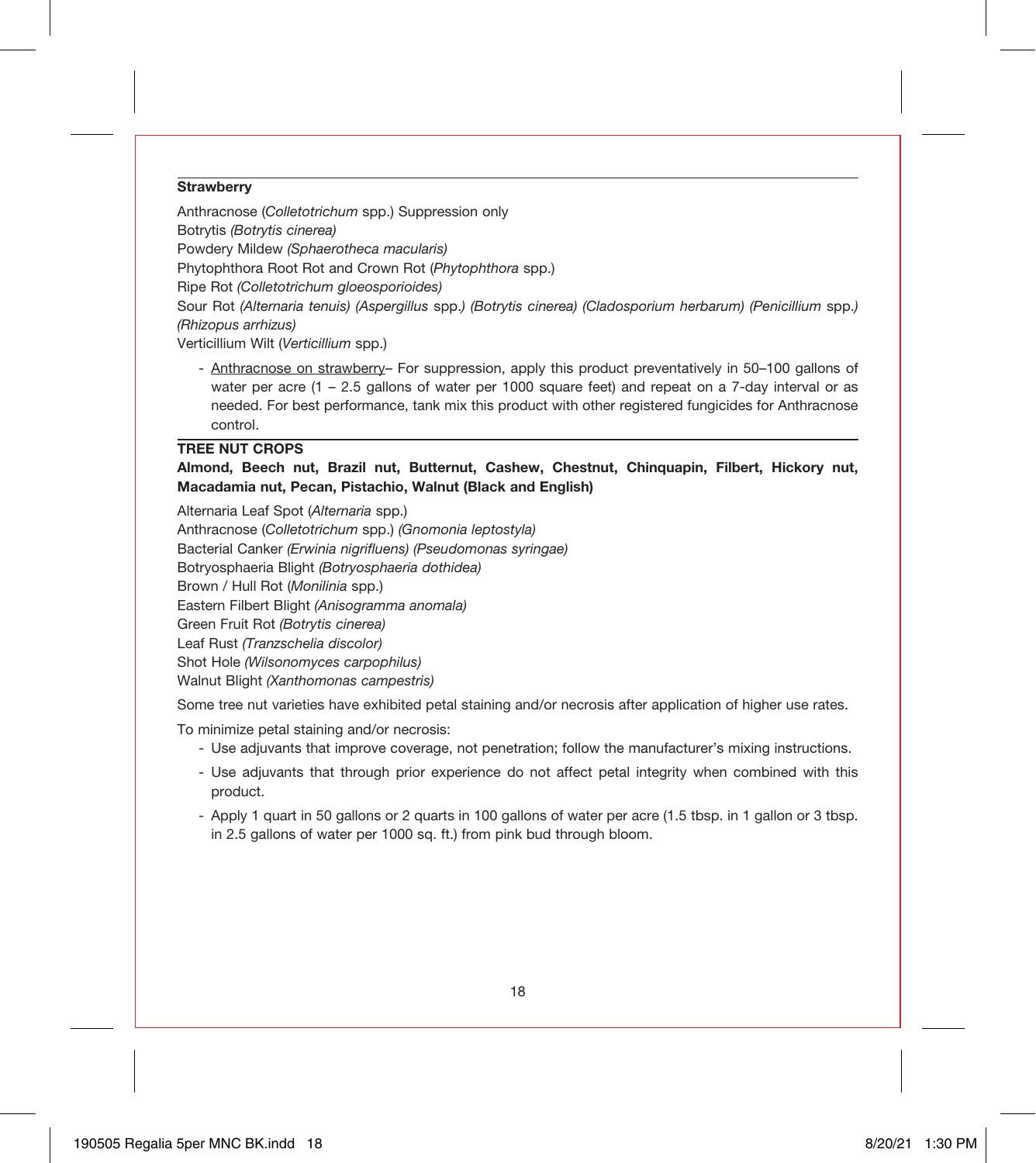**Strawberry**

Anthracnose (*Colletotrichum* spp.) Suppression only
Botrytis *(Botrytis cinerea)*
Powdery Mildew *(Sphaerotheca macularis)*
Phytophthora Root Rot and Crown Rot (*Phytophthora* spp.)
Ripe Rot *(Colletotrichum gloeosporioides)*
Sour Rot *(Alternaria tenuis) (Aspergillus* spp.*) (Botrytis cinerea) (Cladosporium herbarum) (Penicillium* spp.*) (Rhizopus arrhizus)*
Verticillium Wilt (*Verticillium* spp.)

- Anthracnose on strawberry– For suppression, apply this product preventatively in 50–100 gallons of water per acre (1 – 2.5 gallons of water per 1000 square feet) and repeat on a 7-day interval or as needed. For best performance, tank mix this product with other registered fungicides for Anthracnose control.

**TREE NUT CROPS**

**Almond, Beech nut, Brazil nut, Butternut, Cashew, Chestnut, Chinquapin, Filbert, Hickory nut, Macadamia nut, Pecan, Pistachio, Walnut (Black and English)**

Alternaria Leaf Spot (*Alternaria* spp.)
Anthracnose (*Colletotrichum* spp.) *(Gnomonia leptostyla)*
Bacterial Canker *(Erwinia nigrifluens) (Pseudomonas syringae)*
Botryosphaeria Blight *(Botryosphaeria dothidea)*
Brown / Hull Rot (*Monilinia* spp.)
Eastern Filbert Blight *(Anisogramma anomala)*
Green Fruit Rot *(Botrytis cinerea)*
Leaf Rust *(Tranzschelia discolor)*
Shot Hole *(Wilsonomyces carpophilus)*
Walnut Blight *(Xanthomonas campestris)*

Some tree nut varieties have exhibited petal staining and/or necrosis after application of higher use rates.

To minimize petal staining and/or necrosis:

- Use adjuvants that improve coverage, not penetration; follow the manufacturer's mixing instructions.
- Use adjuvants that through prior experience do not affect petal integrity when combined with this product.
- Apply 1 quart in 50 gallons or 2 quarts in 100 gallons of water per acre (1.5 tbsp. in 1 gallon or 3 tbsp. in 2.5 gallons of water per 1000 sq. ft.) from pink bud through bloom.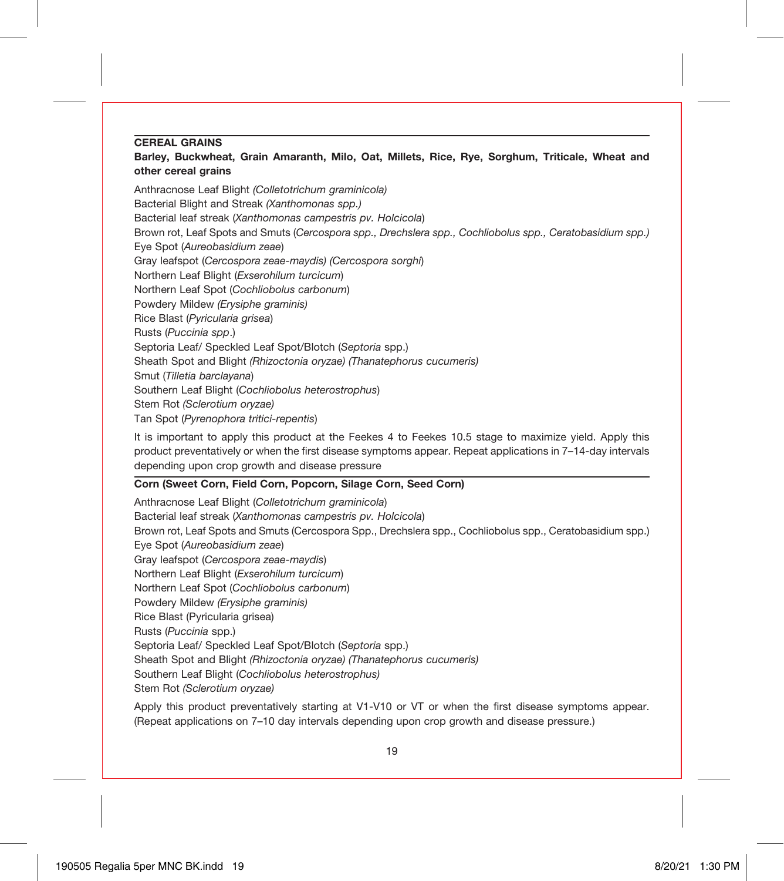**CEREAL GRAINS**

**Barley, Buckwheat, Grain Amaranth, Milo, Oat, Millets, Rice, Rye, Sorghum, Triticale, Wheat and other cereal grains**

Anthracnose Leaf Blight *(Colletotrichum graminicola)*
Bacterial Blight and Streak *(Xanthomonas spp.)*
Bacterial leaf streak (*Xanthomonas campestris pv. Holcicola*)
Brown rot, Leaf Spots and Smuts (*Cercospora spp., Drechslera spp., Cochliobolus spp., Ceratobasidium spp.)*
Eye Spot (*Aureobasidium zeae*)
Gray leafspot (*Cercospora zeae-maydis) (Cercospora sorghi*)
Northern Leaf Blight (*Exserohilum turcicum*)
Northern Leaf Spot (*Cochliobolus carbonum*)
Powdery Mildew *(Erysiphe graminis)*
Rice Blast (*Pyricularia grisea*)
Rusts (*Puccinia spp*.)
Septoria Leaf/ Speckled Leaf Spot/Blotch (*Septoria* spp.)
Sheath Spot and Blight *(Rhizoctonia oryzae) (Thanatephorus cucumeris)*
Smut (*Tilletia barclayana*)
Southern Leaf Blight (*Cochliobolus heterostrophus*)
Stem Rot *(Sclerotium oryzae)*
Tan Spot (*Pyrenophora tritici-repentis*)

It is important to apply this product at the Feekes 4 to Feekes 10.5 stage to maximize yield. Apply this product preventatively or when the first disease symptoms appear. Repeat applications in 7–14-day intervals depending upon crop growth and disease pressure

**Corn (Sweet Corn, Field Corn, Popcorn, Silage Corn, Seed Corn)**

Anthracnose Leaf Blight (*Colletotrichum graminicola*)
Bacterial leaf streak (*Xanthomonas campestris pv. Holcicola*)
Brown rot, Leaf Spots and Smuts (Cercospora Spp., Drechslera spp., Cochliobolus spp., Ceratobasidium spp.)
Eye Spot (*Aureobasidium zeae*)
Gray leafspot (*Cercospora zeae-maydis*)
Northern Leaf Blight (*Exserohilum turcicum*)
Northern Leaf Spot (*Cochliobolus carbonum*)
Powdery Mildew *(Erysiphe graminis)*
Rice Blast (Pyricularia grisea)
Rusts (*Puccinia* spp.)
Septoria Leaf/ Speckled Leaf Spot/Blotch (*Septoria* spp.)
Sheath Spot and Blight *(Rhizoctonia oryzae) (Thanatephorus cucumeris)*
Southern Leaf Blight (*Cochliobolus heterostrophus)*
Stem Rot *(Sclerotium oryzae)*

Apply this product preventatively starting at V1-V10 or VT or when the first disease symptoms appear. (Repeat applications on 7–10 day intervals depending upon crop growth and disease pressure.)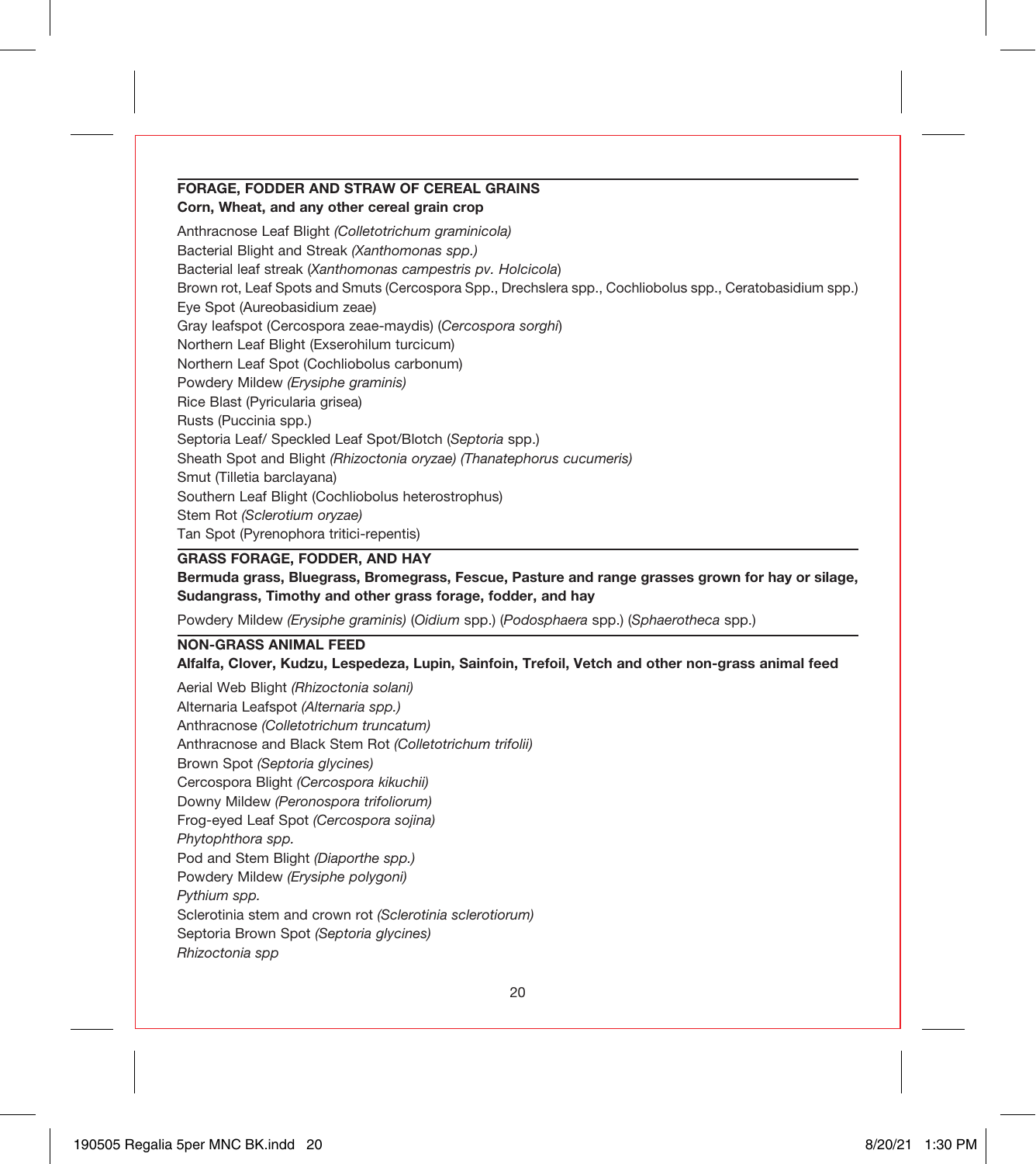**FORAGE, FODDER AND STRAW OF CEREAL GRAINS**
**Corn, Wheat, and any other cereal grain crop**

Anthracnose Leaf Blight *(Colletotrichum graminicola)*
Bacterial Blight and Streak *(Xanthomonas spp.)*
Bacterial leaf streak (*Xanthomonas campestris pv. Holcicola*)
Brown rot, Leaf Spots and Smuts (Cercospora Spp., Drechslera spp., Cochliobolus spp., Ceratobasidium spp.)
Eye Spot (Aureobasidium zeae)
Gray leafspot (Cercospora zeae-maydis) (*Cercospora sorghi*)
Northern Leaf Blight (Exserohilum turcicum)
Northern Leaf Spot (Cochliobolus carbonum)
Powdery Mildew *(Erysiphe graminis)*
Rice Blast (Pyricularia grisea)
Rusts (Puccinia spp.)
Septoria Leaf/ Speckled Leaf Spot/Blotch (*Septoria* spp.)
Sheath Spot and Blight *(Rhizoctonia oryzae) (Thanatephorus cucumeris)*
Smut (Tilletia barclayana)
Southern Leaf Blight (Cochliobolus heterostrophus)
Stem Rot *(Sclerotium oryzae)*
Tan Spot (Pyrenophora tritici-repentis)

**GRASS FORAGE, FODDER, AND HAY**
**Bermuda grass, Bluegrass, Bromegrass, Fescue, Pasture and range grasses grown for hay or silage, Sudangrass, Timothy and other grass forage, fodder, and hay**

Powdery Mildew *(Erysiphe graminis)* (*Oidium* spp.) (*Podosphaera* spp.) (*Sphaerotheca* spp.)

**NON-GRASS ANIMAL FEED**
**Alfalfa, Clover, Kudzu, Lespedeza, Lupin, Sainfoin, Trefoil, Vetch and other non-grass animal feed**

Aerial Web Blight *(Rhizoctonia solani)*
Alternaria Leafspot *(Alternaria spp.)*
Anthracnose *(Colletotrichum truncatum)*
Anthracnose and Black Stem Rot *(Colletotrichum trifolii)*
Brown Spot *(Septoria glycines)*
Cercospora Blight *(Cercospora kikuchii)*
Downy Mildew *(Peronospora trifoliorum)*
Frog-eyed Leaf Spot *(Cercospora sojina)*
*Phytophthora spp.*
Pod and Stem Blight *(Diaporthe spp.)*
Powdery Mildew *(Erysiphe polygoni)*
*Pythium spp.*
Sclerotinia stem and crown rot *(Sclerotinia sclerotiorum)*
Septoria Brown Spot *(Septoria glycines)*
*Rhizoctonia spp*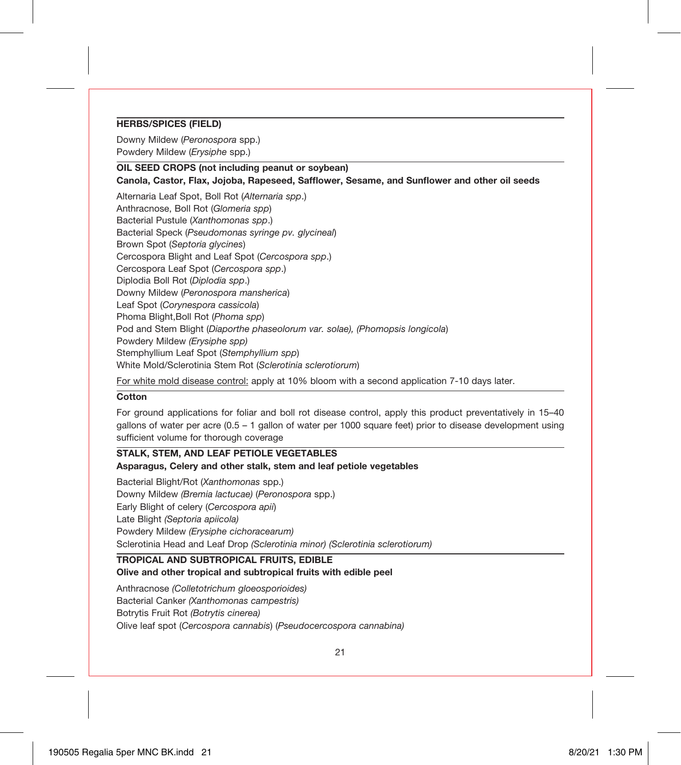### HERBS/SPICES (FIELD)

Downy Mildew (*Peronospora* spp.)
Powdery Mildew (*Erysiphe* spp.)

### OIL SEED CROPS (not including peanut or soybean)

**Canola, Castor, Flax, Jojoba, Rapeseed, Safflower, Sesame, and Sunflower and other oil seeds**

Alternaria Leaf Spot, Boll Rot (*Alternaria spp*.)
Anthracnose, Boll Rot (*Glomeria spp*)
Bacterial Pustule (*Xanthomonas spp*.)
Bacterial Speck (*Pseudomonas syringe pv. glycineal*)
Brown Spot (*Septoria glycines*)
Cercospora Blight and Leaf Spot (*Cercospora spp*.)
Cercospora Leaf Spot (*Cercospora spp*.)
Diplodia Boll Rot (*Diplodia spp*.)
Downy Mildew (*Peronospora mansherica*)
Leaf Spot (*Corynespora cassicola*)
Phoma Blight,Boll Rot (*Phoma spp*)
Pod and Stem Blight (*Diaporthe phaseolorum var. solae), (Phomopsis longicola*)
Powdery Mildew *(Erysiphe spp)*
Stemphyllium Leaf Spot (*Stemphyllium spp*)
White Mold/Sclerotinia Stem Rot (*Sclerotinia sclerotiorum*)

For white mold disease control: apply at 10% bloom with a second application 7-10 days later.

**Cotton**

For ground applications for foliar and boll rot disease control, apply this product preventatively in 15–40 gallons of water per acre (0.5 – 1 gallon of water per 1000 square feet) prior to disease development using sufficient volume for thorough coverage

### STALK, STEM, AND LEAF PETIOLE VEGETABLES

**Asparagus, Celery and other stalk, stem and leaf petiole vegetables**

Bacterial Blight/Rot (*Xanthomonas* spp.)
Downy Mildew *(Bremia lactucae)* (*Peronospora* spp.)
Early Blight of celery (*Cercospora apii*)
Late Blight *(Septoria apiicola)*
Powdery Mildew *(Erysiphe cichoracearum)*
Sclerotinia Head and Leaf Drop *(Sclerotinia minor) (Sclerotinia sclerotiorum)*

### TROPICAL AND SUBTROPICAL FRUITS, EDIBLE

**Olive and other tropical and subtropical fruits with edible peel**

Anthracnose *(Colletotrichum gloeosporioides)*
Bacterial Canker *(Xanthomonas campestris)*
Botrytis Fruit Rot *(Botrytis cinerea)*
Olive leaf spot (*Cercospora cannabis*) (*Pseudocercospora cannabina)*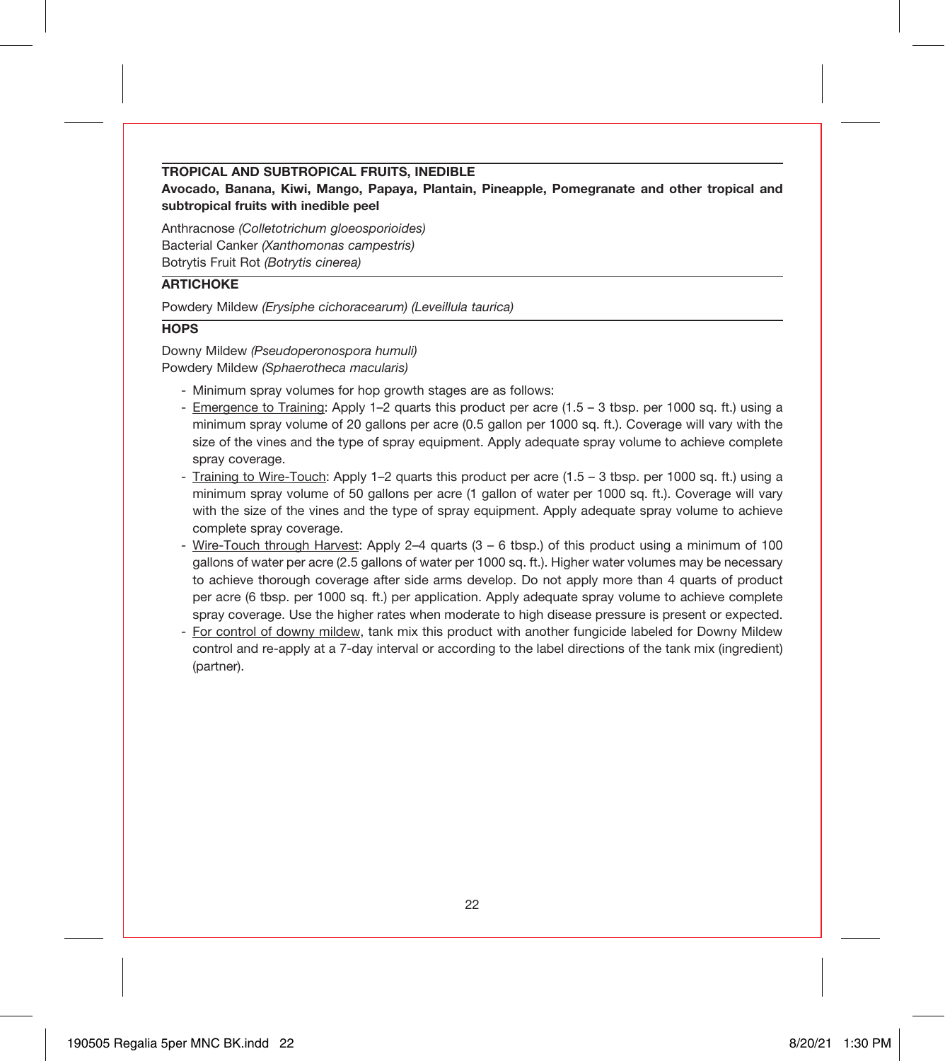**TROPICAL AND SUBTROPICAL FRUITS, INEDIBLE**

**Avocado, Banana, Kiwi, Mango, Papaya, Plantain, Pineapple, Pomegranate and other tropical and subtropical fruits with inedible peel**

Anthracnose *(Colletotrichum gloeosporioides)*
Bacterial Canker *(Xanthomonas campestris)*
Botrytis Fruit Rot *(Botrytis cinerea)*

**ARTICHOKE**

Powdery Mildew *(Erysiphe cichoracearum) (Leveillula taurica)*

**HOPS**

Downy Mildew *(Pseudoperonospora humuli)*
Powdery Mildew *(Sphaerotheca macularis)*

- Minimum spray volumes for hop growth stages are as follows:
- Emergence to Training: Apply 1–2 quarts this product per acre (1.5 – 3 tbsp. per 1000 sq. ft.) using a minimum spray volume of 20 gallons per acre (0.5 gallon per 1000 sq. ft.). Coverage will vary with the size of the vines and the type of spray equipment. Apply adequate spray volume to achieve complete spray coverage.
- Training to Wire-Touch: Apply 1–2 quarts this product per acre (1.5 – 3 tbsp. per 1000 sq. ft.) using a minimum spray volume of 50 gallons per acre (1 gallon of water per 1000 sq. ft.). Coverage will vary with the size of the vines and the type of spray equipment. Apply adequate spray volume to achieve complete spray coverage.
- Wire-Touch through Harvest: Apply 2–4 quarts (3 – 6 tbsp.) of this product using a minimum of 100 gallons of water per acre (2.5 gallons of water per 1000 sq. ft.). Higher water volumes may be necessary to achieve thorough coverage after side arms develop. Do not apply more than 4 quarts of product per acre (6 tbsp. per 1000 sq. ft.) per application. Apply adequate spray volume to achieve complete spray coverage. Use the higher rates when moderate to high disease pressure is present or expected.
- For control of downy mildew, tank mix this product with another fungicide labeled for Downy Mildew control and re-apply at a 7-day interval or according to the label directions of the tank mix (ingredient) (partner).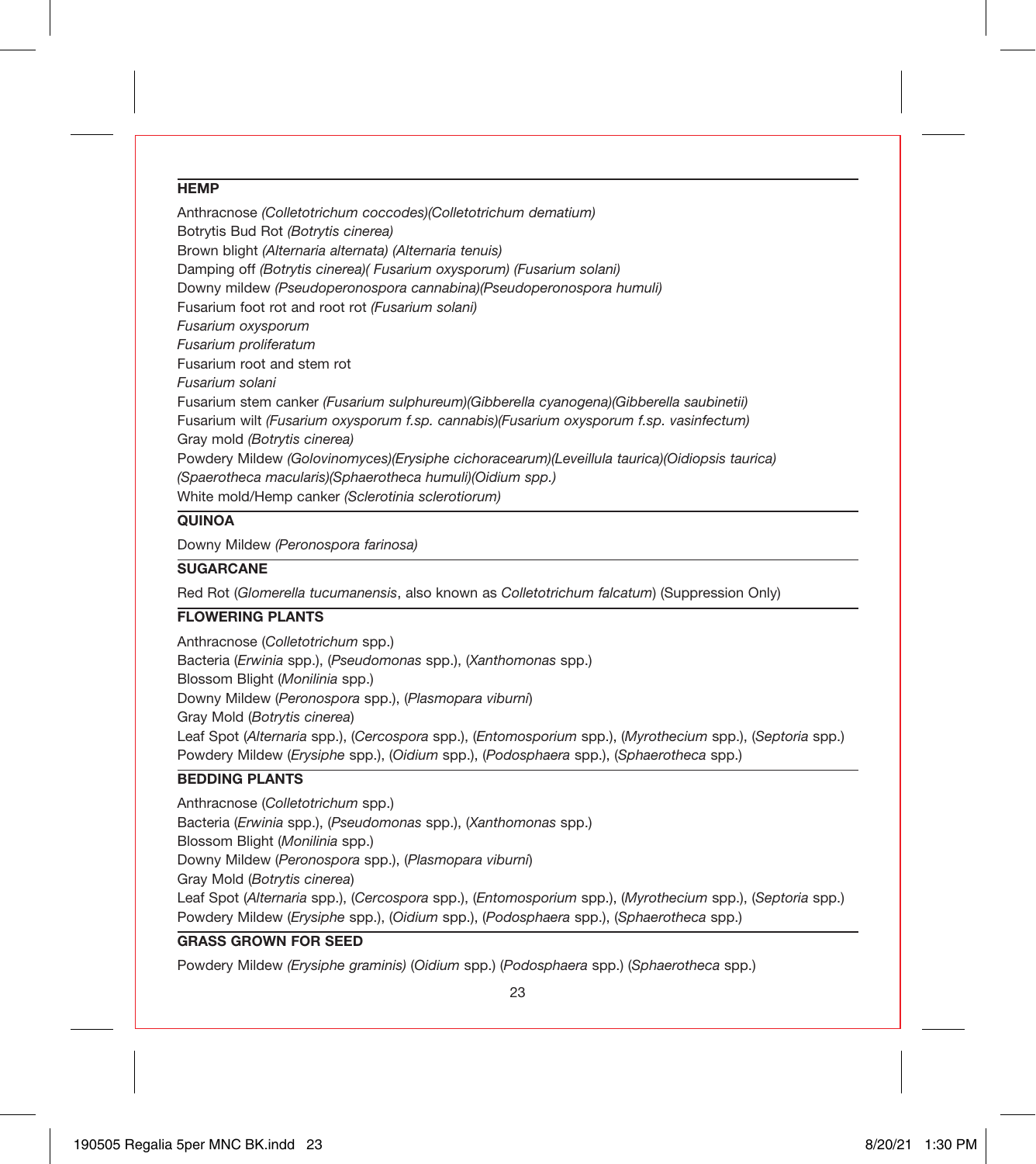**HEMP**

Anthracnose *(Colletotrichum coccodes)(Colletotrichum dematium)*
Botrytis Bud Rot *(Botrytis cinerea)*
Brown blight *(Alternaria alternata) (Alternaria tenuis)*
Damping off *(Botrytis cinerea)( Fusarium oxysporum) (Fusarium solani)*
Downy mildew *(Pseudoperonospora cannabina)(Pseudoperonospora humuli)*
Fusarium foot rot and root rot *(Fusarium solani)*
*Fusarium oxysporum*
*Fusarium proliferatum*
Fusarium root and stem rot
*Fusarium solani*
Fusarium stem canker *(Fusarium sulphureum)(Gibberella cyanogena)(Gibberella saubinetii)*
Fusarium wilt *(Fusarium oxysporum f.sp. cannabis)(Fusarium oxysporum f.sp. vasinfectum)*
Gray mold *(Botrytis cinerea)*
Powdery Mildew *(Golovinomyces)(Erysiphe cichoracearum)(Leveillula taurica)(Oidiopsis taurica)*
*(Spaerotheca macularis)(Sphaerotheca humuli)(Oidium spp.)*
White mold/Hemp canker *(Sclerotinia sclerotiorum)*

**QUINOA**

Downy Mildew *(Peronospora farinosa)*

**SUGARCANE**

Red Rot (*Glomerella tucumanensis*, also known as *Colletotrichum falcatum*) (Suppression Only)

**FLOWERING PLANTS**

Anthracnose (*Colletotrichum* spp.)
Bacteria (*Erwinia* spp.), (*Pseudomonas* spp.), (*Xanthomonas* spp.)
Blossom Blight (*Monilinia* spp.)
Downy Mildew (*Peronospora* spp.), (*Plasmopara viburni*)
Gray Mold (*Botrytis cinerea*)
Leaf Spot (*Alternaria* spp.), (*Cercospora* spp.), (*Entomosporium* spp.), (*Myrothecium* spp.), (*Septoria* spp.)
Powdery Mildew (*Erysiphe* spp.), (*Oidium* spp.), (*Podosphaera* spp.), (*Sphaerotheca* spp.)

**BEDDING PLANTS**

Anthracnose (*Colletotrichum* spp.)
Bacteria (*Erwinia* spp.), (*Pseudomonas* spp.), (*Xanthomonas* spp.)
Blossom Blight (*Monilinia* spp.)
Downy Mildew (*Peronospora* spp.), (*Plasmopara viburni*)
Gray Mold (*Botrytis cinerea*)
Leaf Spot (*Alternaria* spp.), (*Cercospora* spp.), (*Entomosporium* spp.), (*Myrothecium* spp.), (*Septoria* spp.)
Powdery Mildew (*Erysiphe* spp.), (*Oidium* spp.), (*Podosphaera* spp.), (*Sphaerotheca* spp.)

**GRASS GROWN FOR SEED**

Powdery Mildew *(Erysiphe graminis)* (*Oidium* spp.) (*Podosphaera* spp.) (*Sphaerotheca* spp.)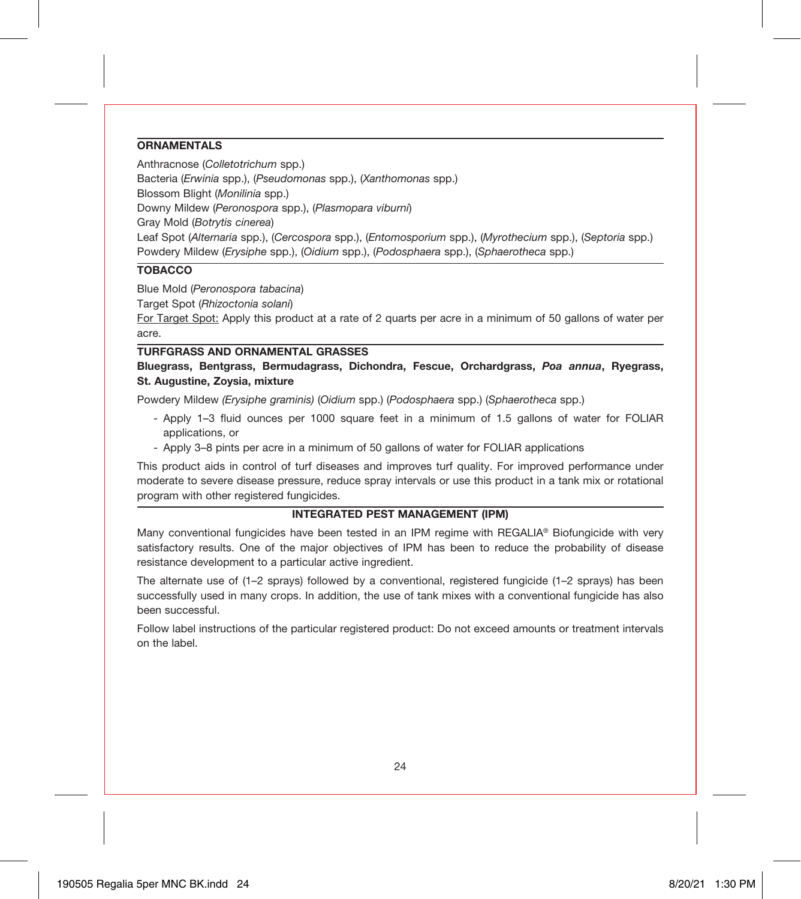## ORNAMENTALS

Anthracnose (*Colletotrichum* spp.)
Bacteria (*Erwinia* spp.), (*Pseudomonas* spp.), (*Xanthomonas* spp.)
Blossom Blight (*Monilinia* spp.)
Downy Mildew (*Peronospora* spp.), (*Plasmopara viburni*)
Gray Mold (*Botrytis cinerea*)
Leaf Spot (*Alternaria* spp.), (*Cercospora* spp.), (*Entomosporium* spp.), (*Myrothecium* spp.), (*Septoria* spp.)
Powdery Mildew (*Erysiphe* spp.), (*Oidium* spp.), (*Podosphaera* spp.), (*Sphaerotheca* spp.)

## TOBACCO

Blue Mold (*Peronospora tabacina*)
Target Spot (*Rhizoctonia solani*)
For Target Spot: Apply this product at a rate of 2 quarts per acre in a minimum of 50 gallons of water per acre.

## TURFGRASS AND ORNAMENTAL GRASSES

**Bluegrass, Bentgrass, Bermudagrass, Dichondra, Fescue, Orchardgrass, *Poa annua*, Ryegrass, St. Augustine, Zoysia, mixture**

Powdery Mildew *(Erysiphe graminis)* (*Oidium* spp.) (*Podosphaera* spp.) (*Sphaerotheca* spp.)

- Apply 1–3 fluid ounces per 1000 square feet in a minimum of 1.5 gallons of water for FOLIAR applications, or
- Apply 3–8 pints per acre in a minimum of 50 gallons of water for FOLIAR applications

This product aids in control of turf diseases and improves turf quality. For improved performance under moderate to severe disease pressure, reduce spray intervals or use this product in a tank mix or rotational program with other registered fungicides.

## INTEGRATED PEST MANAGEMENT (IPM)

Many conventional fungicides have been tested in an IPM regime with REGALIA® Biofungicide with very satisfactory results. One of the major objectives of IPM has been to reduce the probability of disease resistance development to a particular active ingredient.

The alternate use of (1–2 sprays) followed by a conventional, registered fungicide (1–2 sprays) has been successfully used in many crops. In addition, the use of tank mixes with a conventional fungicide has also been successful.

Follow label instructions of the particular registered product: Do not exceed amounts or treatment intervals on the label.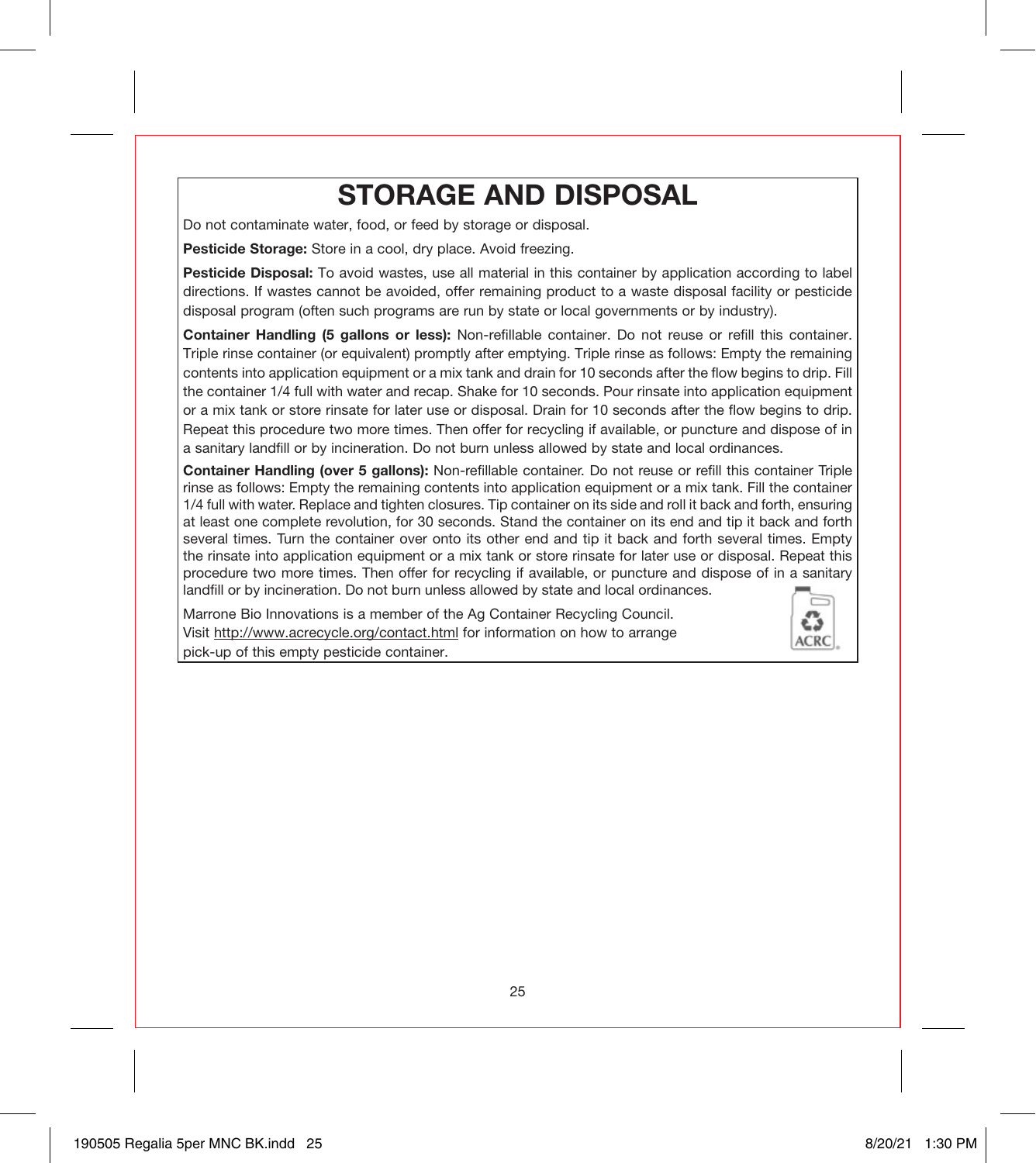# STORAGE AND DISPOSAL

Do not contaminate water, food, or feed by storage or disposal.

**Pesticide Storage:** Store in a cool, dry place. Avoid freezing.

**Pesticide Disposal:** To avoid wastes, use all material in this container by application according to label directions. If wastes cannot be avoided, offer remaining product to a waste disposal facility or pesticide disposal program (often such programs are run by state or local governments or by industry).

**Container Handling (5 gallons or less):** Non-refillable container. Do not reuse or refill this container. Triple rinse container (or equivalent) promptly after emptying. Triple rinse as follows: Empty the remaining contents into application equipment or a mix tank and drain for 10 seconds after the flow begins to drip. Fill the container 1/4 full with water and recap. Shake for 10 seconds. Pour rinsate into application equipment or a mix tank or store rinsate for later use or disposal. Drain for 10 seconds after the flow begins to drip. Repeat this procedure two more times. Then offer for recycling if available, or puncture and dispose of in a sanitary landfill or by incineration. Do not burn unless allowed by state and local ordinances.

**Container Handling (over 5 gallons):** Non-refillable container. Do not reuse or refill this container Triple rinse as follows: Empty the remaining contents into application equipment or a mix tank. Fill the container 1/4 full with water. Replace and tighten closures. Tip container on its side and roll it back and forth, ensuring at least one complete revolution, for 30 seconds. Stand the container on its end and tip it back and forth several times. Turn the container over onto its other end and tip it back and forth several times. Empty the rinsate into application equipment or a mix tank or store rinsate for later use or disposal. Repeat this procedure two more times. Then offer for recycling if available, or puncture and dispose of in a sanitary landfill or by incineration. Do not burn unless allowed by state and local ordinances.

Marrone Bio Innovations is a member of the Ag Container Recycling Council. Visit http://www.acrecycle.org/contact.html for information on how to arrange pick-up of this empty pesticide container.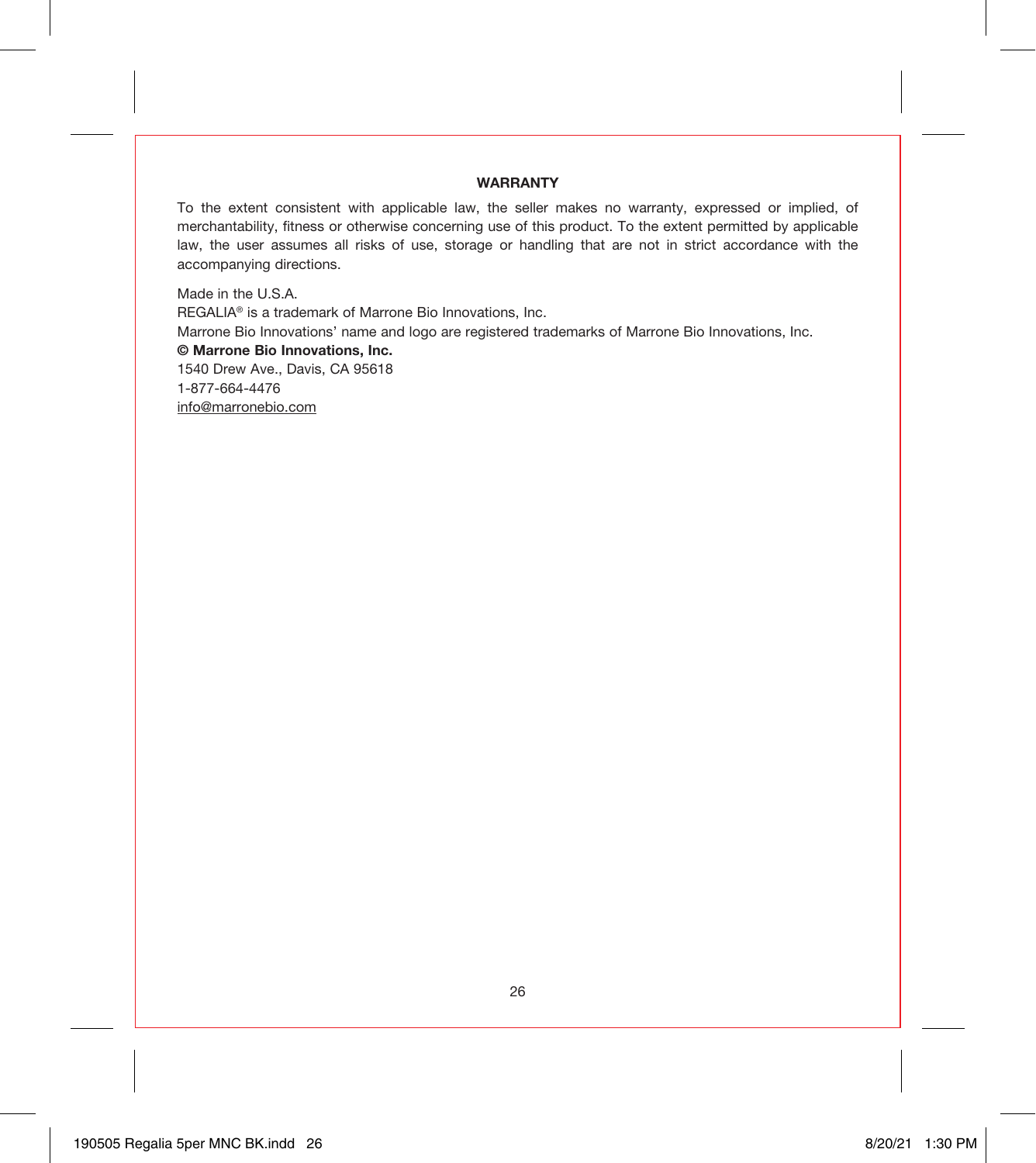## WARRANTY

To the extent consistent with applicable law, the seller makes no warranty, expressed or implied, of merchantability, fitness or otherwise concerning use of this product. To the extent permitted by applicable law, the user assumes all risks of use, storage or handling that are not in strict accordance with the accompanying directions.

Made in the U.S.A.
REGALIA® is a trademark of Marrone Bio Innovations, Inc.
Marrone Bio Innovations' name and logo are registered trademarks of Marrone Bio Innovations, Inc.
**© Marrone Bio Innovations, Inc.**
1540 Drew Ave., Davis, CA 95618
1-877-664-4476
info@marronebio.com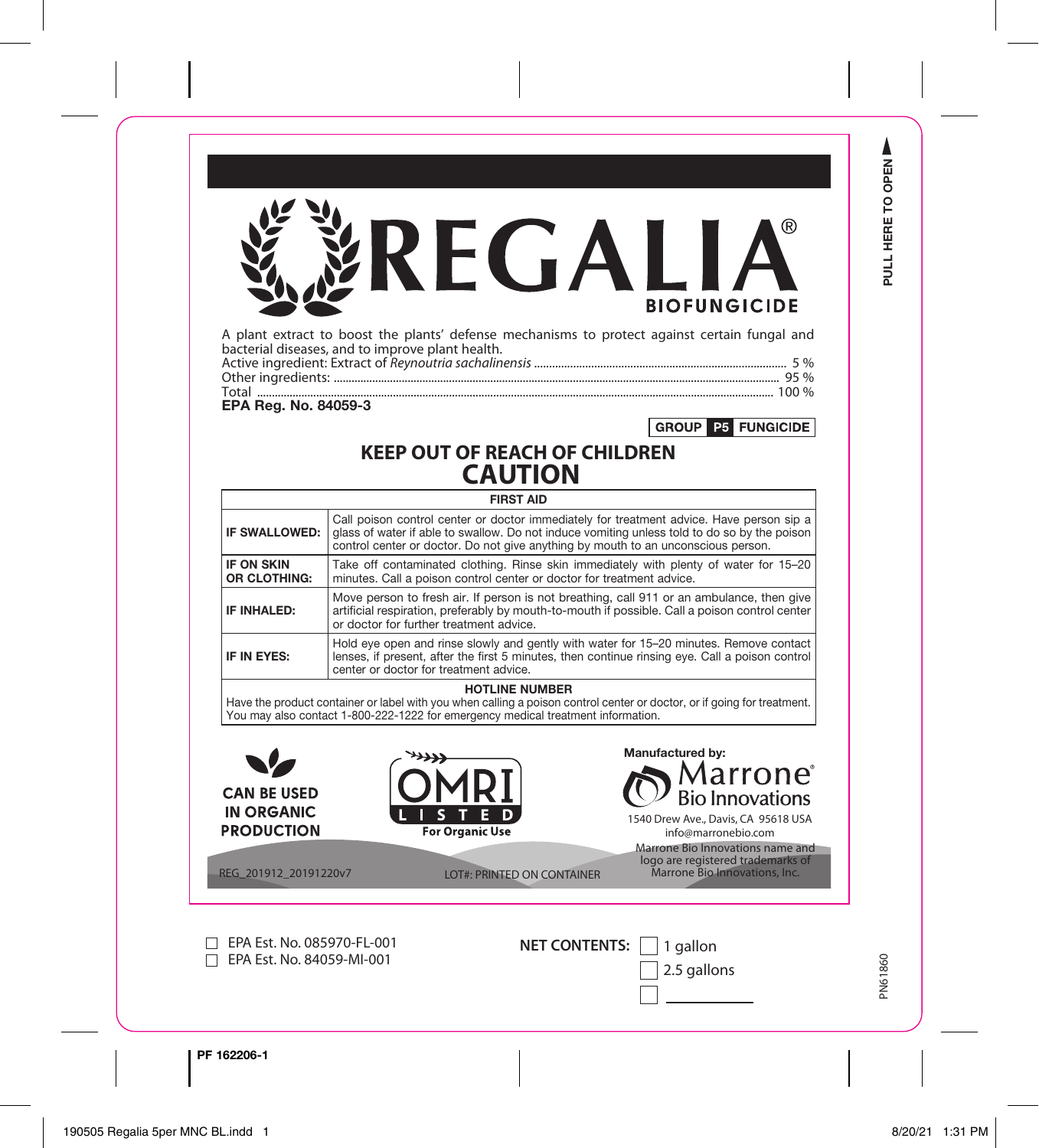PULL HERE TO OPEN

# REGALIA®

## BIOFUNGICIDE

A plant extract to boost the plants' defense mechanisms to protect against certain fungal and bacterial diseases, and to improve plant health.

Active ingredient: Extract of *Reynoutria sachalinensis* .................... 5 %
Other ingredients: .................... 95 %
Total .................... 100 %

**EPA Reg. No. 84059-3**

**GROUP P5 FUNGICIDE**

## KEEP OUT OF REACH OF CHILDREN
## CAUTION

| FIRST AID | |
|---|---|
| **IF SWALLOWED:** | Call poison control center or doctor immediately for treatment advice. Have person sip a glass of water if able to swallow. Do not induce vomiting unless told to do so by the poison control center or doctor. Do not give anything by mouth to an unconscious person. |
| **IF ON SKIN OR CLOTHING:** | Take off contaminated clothing. Rinse skin immediately with plenty of water for 15–20 minutes. Call a poison control center or doctor for treatment advice. |
| **IF INHALED:** | Move person to fresh air. If person is not breathing, call 911 or an ambulance, then give artificial respiration, preferably by mouth-to-mouth if possible. Call a poison control center or doctor for further treatment advice. |
| **IF IN EYES:** | Hold eye open and rinse slowly and gently with water for 15–20 minutes. Remove contact lenses, if present, after the first 5 minutes, then continue rinsing eye. Call a poison control center or doctor for treatment advice. |
| **HOTLINE NUMBER** Have the product container or label with you when calling a poison control center or doctor, or if going for treatment. You may also contact 1-800-222-1222 for emergency medical treatment information. | |

**CAN BE USED IN ORGANIC PRODUCTION**

OMRI LISTED For Organic Use

**Manufactured by:**
Marrone® Bio Innovations
1540 Drew Ave., Davis, CA 95618 USA
info@marronebio.com

Marrone Bio Innovations name and logo are registered trademarks of Marrone Bio Innovations, Inc.

REG_201912_20191220v7

LOT#: PRINTED ON CONTAINER

☐ EPA Est. No. 085970-FL-001
☐ EPA Est. No. 84059-MI-001

**NET CONTENTS:** ☐ 1 gallon
☐ 2.5 gallons
☐ ________

PN61860

PF 162206-1